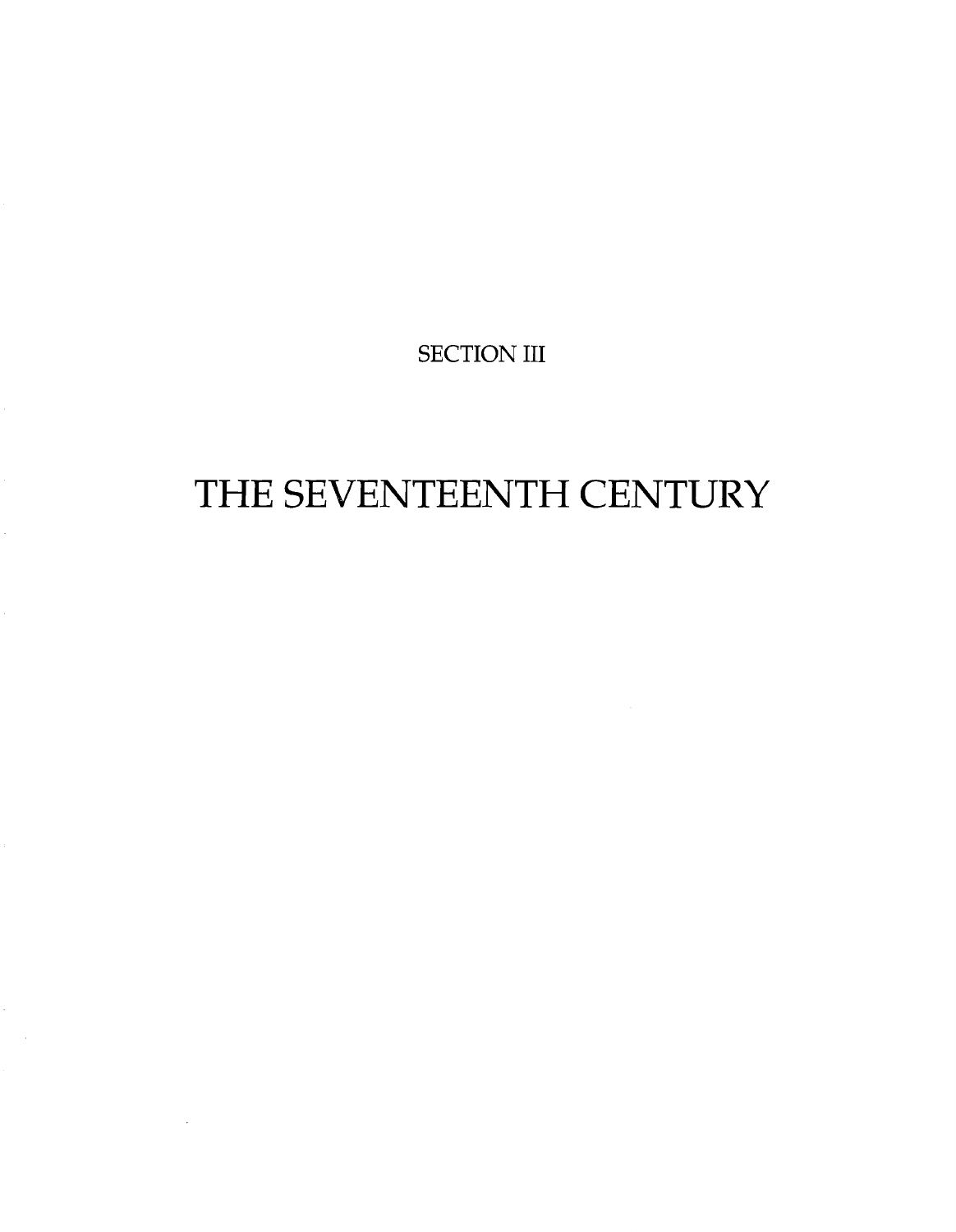SECTION III

# THE SEVENTEENTH CENTURY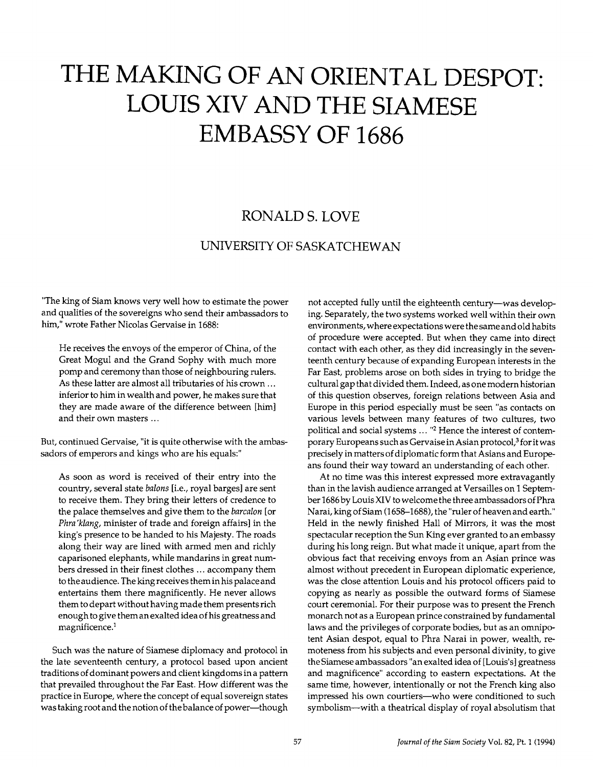# THE MAKING OF AN ORIENTAL DESPOT: LOUIS XIV AND THE SIAMESE EMBASSY OF 1686

## RONALD S. LOVE

### UNIVERSITY OF SASKATCHEWAN

"The king of Siam knows very well how to estimate the power and qualities of the sovereigns who send their ambassadors to him," wrote Father Nicolas Gervaise in 1688:

> He receives the envoys of the emperor of China, of the Great Mogul and the Grand Sophy with much more pomp and ceremony than those of neighbouring rulers. As these latter are almost all tributaries of his crown ... inferior to him in wealth and power, he makes sure that they are made aware of the difference between [him] and their own masters ...

But, continued Gervaise, "it is quite otherwise with the ambassadors of emperors and kings who are his equals:"

> As soon as word is received of their entry into the country, several state *balons* [i.e., royal barges] are sent to receive them. They bring their letters of credence to the palace themselves and give them to the *barcalon* [or *Phra'klang*, minister of trade and foreign affairs] in the king's presence to be handed to his Majesty. The roads along their way are lined with armed men and richly caparisoned elephants, while mandarins in great numbers dressed in their finest clothes ... accompany them to the audience. The king receives them in his palace and entertains them there magnificently. He never allows them to depart without having made them presents rich enough to give them an exalted idea of his greatness and magnificence.[1]

Such was the nature of Siamese diplomacy and protocol in the late seventeenth century, a protocol based upon ancient traditions of dominant powers and client kingdoms in a pattern that prevailed throughout the Far East. How different was the practice in Europe, where the concept of equal sovereign states was taking root and the notion of the balance of power—though not accepted fully until the eighteenth century—was developing. Separately, the two systems worked well within their own environments, where expectations were the same and old habits of procedure were accepted. But when they came into direct contact with each other, as they did increasingly in the seventeenth century because of expanding European interests in the Far East, problems arose on both sides in trying to bridge the cultural gap that divided them. Indeed, as one modern historian of this question observes, foreign relations between Asia and Europe in this period especially must be seen "as contacts on various levels between many features of two cultures, two political and social systems ... "[2] Hence the interest of contemporary Europeans such as Gervaise in Asian protocol,[3] for it was precisely in matters of diplomatic form that Asians and Europeans found their way toward an understanding of each other.

At no time was this interest expressed more extravagantly than in the lavish audience arranged at Versailles on 1 September 1686 by Louis XIV to welcome the three ambassadors of Phra Narai, king of Siam (1658–1688), the "ruler of heaven and earth." Held in the newly finished Hall of Mirrors, it was the most spectacular reception the Sun King ever granted to an embassy during his long reign. But what made it unique, apart from the obvious fact that receiving envoys from an Asian prince was almost without precedent in European diplomatic experience, was the close attention Louis and his protocol officers paid to copying as nearly as possible the outward forms of Siamese court ceremonial. For their purpose was to present the French monarch not as a European prince constrained by fundamental laws and the privileges of corporate bodies, but as an omnipotent Asian despot, equal to Phra Narai in power, wealth, remoteness from his subjects and even personal divinity, to give the Siamese ambassadors "an exalted idea of [Louis's] greatness and magnificence" according to eastern expectations. At the same time, however, intentionally or not the French king also impressed his own courtiers—who were conditioned to such symbolism—with a theatrical display of royal absolutism that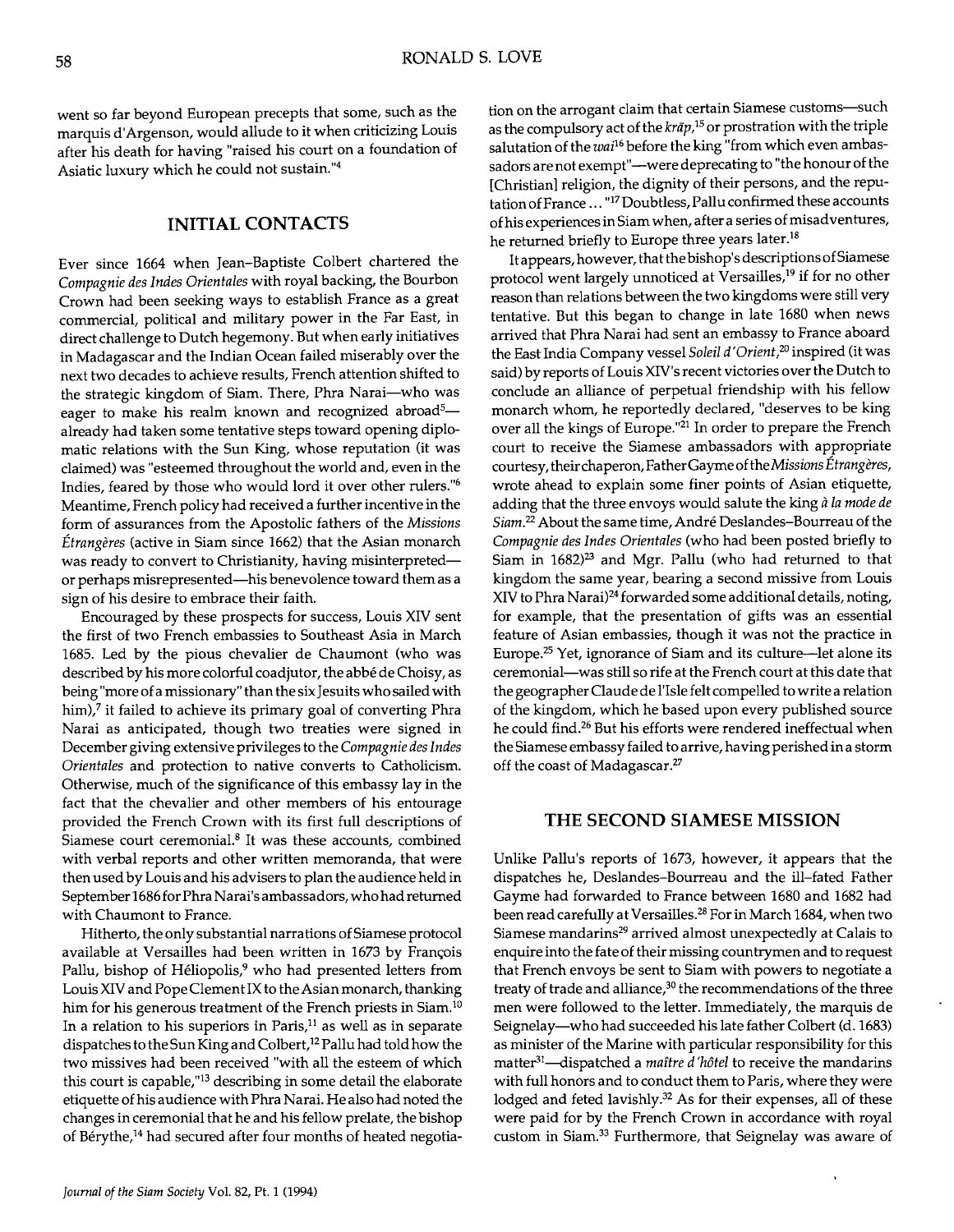went so far beyond European precepts that some, such as the marquis d'Argenson, would allude to it when criticizing Louis after his death for having "raised his court on a foundation of Asiatic luxury which he could not sustain."[4]

## INITIAL CONTACTS

Ever since 1664 when Jean-Baptiste Colbert chartered the *Compagnie des Indes Orientales* with royal backing, the Bourbon Crown had been seeking ways to establish France as a great commercial, political and military power in the Far East, in direct challenge to Dutch hegemony. But when early initiatives in Madagascar and the Indian Ocean failed miserably over the next two decades to achieve results, French attention shifted to the strategic kingdom of Siam. There, Phra Narai—who was eager to make his realm known and recognized abroad[5]—already had taken some tentative steps toward opening diplomatic relations with the Sun King, whose reputation (it was claimed) was "esteemed throughout the world and, even in the Indies, feared by those who would lord it over other rulers."[6] Meantime, French policy had received a further incentive in the form of assurances from the Apostolic fathers of the *Missions Étrangères* (active in Siam since 1662) that the Asian monarch was ready to convert to Christianity, having misinterpreted—or perhaps misrepresented—his benevolence toward them as a sign of his desire to embrace their faith.

Encouraged by these prospects for success, Louis XIV sent the first of two French embassies to Southeast Asia in March 1685. Led by the pious chevalier de Chaumont (who was described by his more colorful coadjutor, the abbé de Choisy, as being "more of a missionary" than the six Jesuits who sailed with him),[7] it failed to achieve its primary goal of converting Phra Narai as anticipated, though two treaties were signed in December giving extensive privileges to the *Compagnie des Indes Orientales* and protection to native converts to Catholicism. Otherwise, much of the significance of this embassy lay in the fact that the chevalier and other members of his entourage provided the French Crown with its first full descriptions of Siamese court ceremonial.[8] It was these accounts, combined with verbal reports and other written memoranda, that were then used by Louis and his advisers to plan the audience held in September 1686 for Phra Narai's ambassadors, who had returned with Chaumont to France.

Hitherto, the only substantial narrations of Siamese protocol available at Versailles had been written in 1673 by François Pallu, bishop of Héliopolis,[9] who had presented letters from Louis XIV and Pope Clement IX to the Asian monarch, thanking him for his generous treatment of the French priests in Siam.[10] In a relation to his superiors in Paris,[11] as well as in separate dispatches to the Sun King and Colbert,[12] Pallu had told how the two missives had been received "with all the esteem of which this court is capable,"[13] describing in some detail the elaborate etiquette of his audience with Phra Narai. He also had noted the changes in ceremonial that he and his fellow prelate, the bishop of Bérythe,[14] had secured after four months of heated negotiation on the arrogant claim that certain Siamese customs—such as the compulsory act of the *krāp*,[15] or prostration with the triple salutation of the *wai*[16] before the king "from which even ambassadors are not exempt"—were deprecating to "the honour of the [Christian] religion, the dignity of their persons, and the reputation of France ... "[17] Doubtless, Pallu confirmed these accounts of his experiences in Siam when, after a series of misadventures, he returned briefly to Europe three years later.[18]

It appears, however, that the bishop's descriptions of Siamese protocol went largely unnoticed at Versailles,[19] if for no other reason than relations between the two kingdoms were still very tentative. But this began to change in late 1680 when news arrived that Phra Narai had sent an embassy to France aboard the East India Company vessel *Soleil d'Orient*,[20] inspired (it was said) by reports of Louis XIV's recent victories over the Dutch to conclude an alliance of perpetual friendship with his fellow monarch whom, he reportedly declared, "deserves to be king over all the kings of Europe."[21] In order to prepare the French court to receive the Siamese ambassadors with appropriate courtesy, their chaperon, Father Gayme of the *Missions Étrangères*, wrote ahead to explain some finer points of Asian etiquette, adding that the three envoys would salute the king *à la mode de Siam*.[22] About the same time, André Deslandes-Bourreau of the *Compagnie des Indes Orientales* (who had been posted briefly to Siam in 1682)[23] and Mgr. Pallu (who had returned to that kingdom the same year, bearing a second missive from Louis XIV to Phra Narai)[24] forwarded some additional details, noting, for example, that the presentation of gifts was an essential feature of Asian embassies, though it was not the practice in Europe.[25] Yet, ignorance of Siam and its culture—let alone its ceremonial—was still so rife at the French court at this date that the geographer Claude de l'Isle felt compelled to write a relation of the kingdom, which he based upon every published source he could find.[26] But his efforts were rendered ineffectual when the Siamese embassy failed to arrive, having perished in a storm off the coast of Madagascar.[27]

## THE SECOND SIAMESE MISSION

Unlike Pallu's reports of 1673, however, it appears that the dispatches he, Deslandes-Bourreau and the ill-fated Father Gayme had forwarded to France between 1680 and 1682 had been read carefully at Versailles.[28] For in March 1684, when two Siamese mandarins[29] arrived almost unexpectedly at Calais to enquire into the fate of their missing countrymen and to request that French envoys be sent to Siam with powers to negotiate a treaty of trade and alliance,[30] the recommendations of the three men were followed to the letter. Immediately, the marquis de Seignelay—who had succeeded his late father Colbert (d. 1683) as minister of the Marine with particular responsibility for this matter[31]—dispatched a *maître d'hôtel* to receive the mandarins with full honors and to conduct them to Paris, where they were lodged and feted lavishly.[32] As for their expenses, all of these were paid for by the French Crown in accordance with royal custom in Siam.[33] Furthermore, that Seignelay was aware of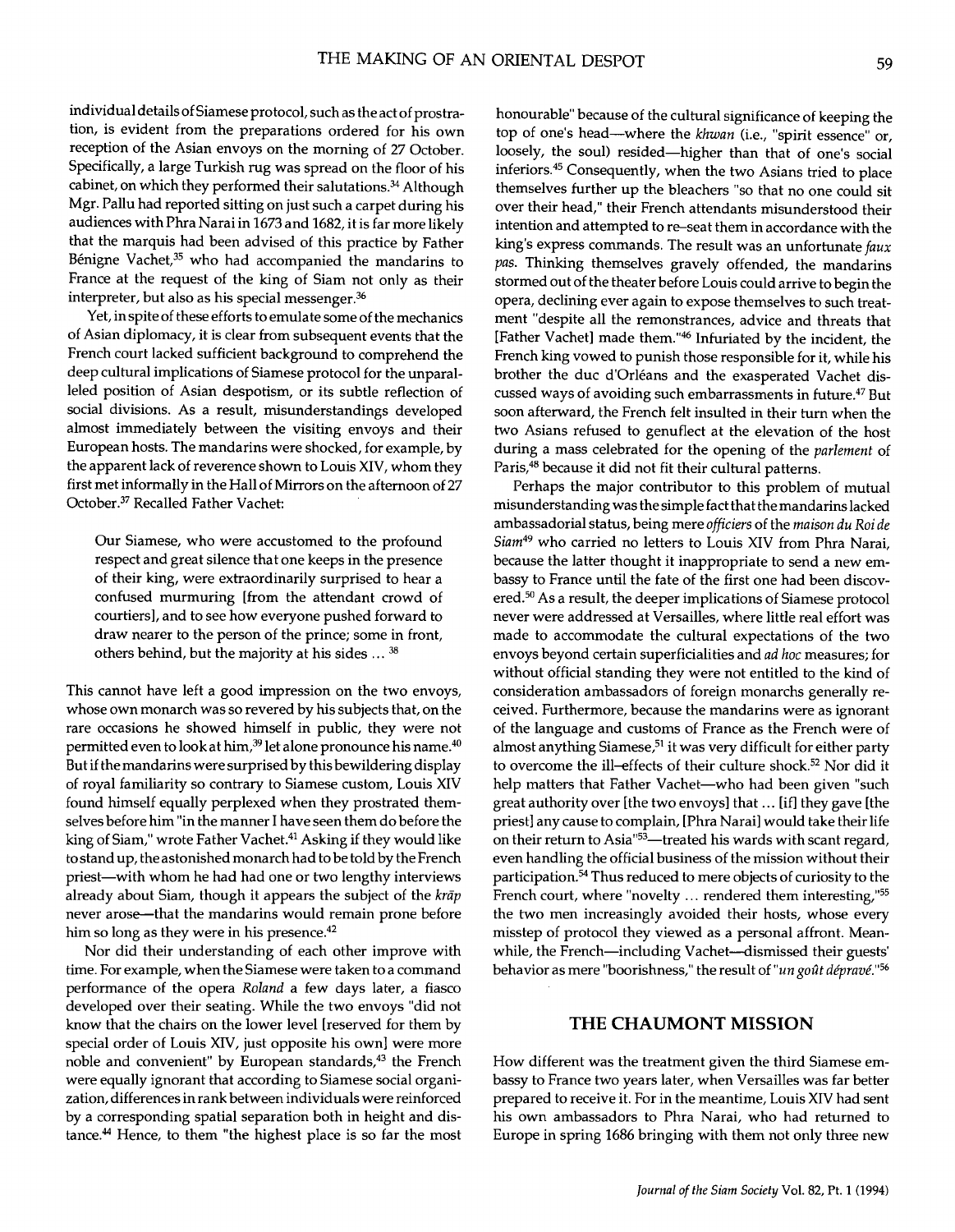individual details of Siamese protocol, such as the act of prostration, is evident from the preparations ordered for his own reception of the Asian envoys on the morning of 27 October. Specifically, a large Turkish rug was spread on the floor of his cabinet, on which they performed their salutations.[34] Although Mgr. Pallu had reported sitting on just such a carpet during his audiences with Phra Narai in 1673 and 1682, it is far more likely that the marquis had been advised of this practice by Father Bénigne Vachet,[35] who had accompanied the mandarins to France at the request of the king of Siam not only as their interpreter, but also as his special messenger.[36]

Yet, in spite of these efforts to emulate some of the mechanics of Asian diplomacy, it is clear from subsequent events that the French court lacked sufficient background to comprehend the deep cultural implications of Siamese protocol for the unparalleled position of Asian despotism, or its subtle reflection of social divisions. As a result, misunderstandings developed almost immediately between the visiting envoys and their European hosts. The mandarins were shocked, for example, by the apparent lack of reverence shown to Louis XIV, whom they first met informally in the Hall of Mirrors on the afternoon of 27 October.[37] Recalled Father Vachet:

> Our Siamese, who were accustomed to the profound respect and great silence that one keeps in the presence of their king, were extraordinarily surprised to hear a confused murmuring [from the attendant crowd of courtiers], and to see how everyone pushed forward to draw nearer to the person of the prince; some in front, others behind, but the majority at his sides ... [38]

This cannot have left a good impression on the two envoys, whose own monarch was so revered by his subjects that, on the rare occasions he showed himself in public, they were not permitted even to look at him,[39] let alone pronounce his name.[40] But if the mandarins were surprised by this bewildering display of royal familiarity so contrary to Siamese custom, Louis XIV found himself equally perplexed when they prostrated themselves before him "in the manner I have seen them do before the king of Siam," wrote Father Vachet.[41] Asking if they would like to stand up, the astonished monarch had to be told by the French priest—with whom he had had one or two lengthy interviews already about Siam, though it appears the subject of the *krāp* never arose—that the mandarins would remain prone before him so long as they were in his presence.[42]

Nor did their understanding of each other improve with time. For example, when the Siamese were taken to a command performance of the opera *Roland* a few days later, a fiasco developed over their seating. While the two envoys "did not know that the chairs on the lower level [reserved for them by special order of Louis XIV, just opposite his own] were more noble and convenient" by European standards,[43] the French were equally ignorant that according to Siamese social organization, differences in rank between individuals were reinforced by a corresponding spatial separation both in height and distance.[44] Hence, to them "the highest place is so far the most honourable" because of the cultural significance of keeping the top of one's head—where the *khwan* (i.e., "spirit essence" or, loosely, the soul) resided—higher than that of one's social inferiors.[45] Consequently, when the two Asians tried to place themselves further up the bleachers "so that no one could sit over their head," their French attendants misunderstood their intention and attempted to re-seat them in accordance with the king's express commands. The result was an unfortunate *faux pas*. Thinking themselves gravely offended, the mandarins stormed out of the theater before Louis could arrive to begin the opera, declining ever again to expose themselves to such treatment "despite all the remonstrances, advice and threats that [Father Vachet] made them."[46] Infuriated by the incident, the French king vowed to punish those responsible for it, while his brother the duc d'Orléans and the exasperated Vachet discussed ways of avoiding such embarrassments in future.[47] But soon afterward, the French felt insulted in their turn when the two Asians refused to genuflect at the elevation of the host during a mass celebrated for the opening of the *parlement* of Paris,[48] because it did not fit their cultural patterns.

Perhaps the major contributor to this problem of mutual misunderstanding was the simple fact that the mandarins lacked ambassadorial status, being mere *officiers* of the *maison du Roi de Siam*[49] who carried no letters to Louis XIV from Phra Narai, because the latter thought it inappropriate to send a new embassy to France until the fate of the first one had been discovered.[50] As a result, the deeper implications of Siamese protocol never were addressed at Versailles, where little real effort was made to accommodate the cultural expectations of the two envoys beyond certain superficialities and *ad hoc* measures; for without official standing they were not entitled to the kind of consideration ambassadors of foreign monarchs generally received. Furthermore, because the mandarins were as ignorant of the language and customs of France as the French were of almost anything Siamese,[51] it was very difficult for either party to overcome the ill-effects of their culture shock.[52] Nor did it help matters that Father Vachet—who had been given "such great authority over [the two envoys] that ... [if] they gave [the priest] any cause to complain, [Phra Narai] would take their life on their return to Asia"[53]—treated his wards with scant regard, even handling the official business of the mission without their participation.[54] Thus reduced to mere objects of curiosity to the French court, where "novelty ... rendered them interesting,"[55] the two men increasingly avoided their hosts, whose every misstep of protocol they viewed as a personal affront. Meanwhile, the French—including Vachet—dismissed their guests' behavior as mere "boorishness," the result of "*un goût dépravé*."[56]

## THE CHAUMONT MISSION

How different was the treatment given the third Siamese embassy to France two years later, when Versailles was far better prepared to receive it. For in the meantime, Louis XIV had sent his own ambassadors to Phra Narai, who had returned to Europe in spring 1686 bringing with them not only three new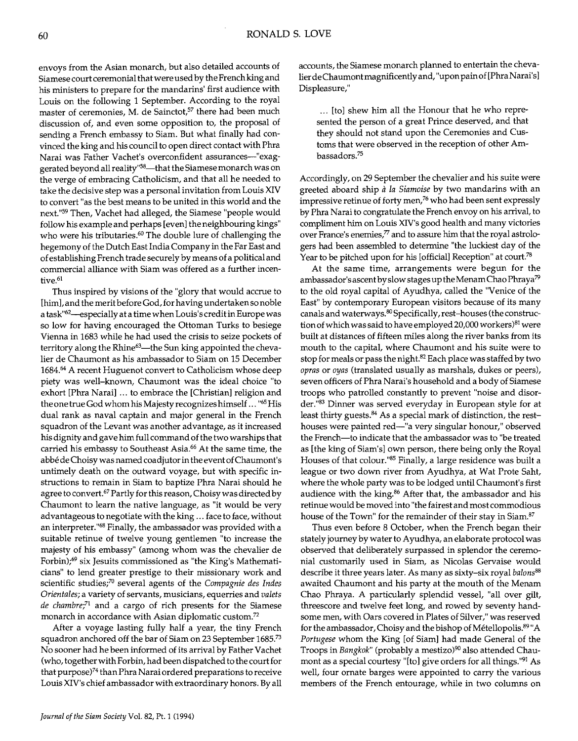envoys from the Asian monarch, but also detailed accounts of Siamese court ceremonial that were used by the French king and his ministers to prepare for the mandarins' first audience with Louis on the following 1 September. According to the royal master of ceremonies, M. de Sainctot,[57] there had been much discussion of, and even some opposition to, the proposal of sending a French embassy to Siam. But what finally had convinced the king and his council to open direct contact with Phra Narai was Father Vachet's overconfident assurances—"exaggerated beyond all reality"[58]—that the Siamese monarch was on the verge of embracing Catholicism, and that all he needed to take the decisive step was a personal invitation from Louis XIV to convert "as the best means to be united in this world and the next."[59] Then, Vachet had alleged, the Siamese "people would follow his example and perhaps [even] the neighbouring kings" who were his tributaries.[60] The double lure of challenging the hegemony of the Dutch East India Company in the Far East and of establishing French trade securely by means of a political and commercial alliance with Siam was offered as a further incentive.[61]

Thus inspired by visions of the "glory that would accrue to [him], and the merit before God, for having undertaken so noble a task"[62]—especially at a time when Louis's credit in Europe was so low for having encouraged the Ottoman Turks to besiege Vienna in 1683 while he had used the crisis to seize pockets of territory along the Rhine[63]—the Sun king appointed the chevalier de Chaumont as his ambassador to Siam on 15 December 1684.[64] A recent Huguenot convert to Catholicism whose deep piety was well-known, Chaumont was the ideal choice "to exhort [Phra Narai] ... to embrace the [Christian] religion and the one true God whom his Majesty recognizes himself ... "[65] His dual rank as naval captain and major general in the French squadron of the Levant was another advantage, as it increased his dignity and gave him full command of the two warships that carried his embassy to Southeast Asia.[66] At the same time, the abbé de Choisy was named coadjutor in the event of Chaumont's untimely death on the outward voyage, but with specific instructions to remain in Siam to baptize Phra Narai should he agree to convert.[67] Partly for this reason, Choisy was directed by Chaumont to learn the native language, as "it would be very advantageous to negotiate with the king ... face to face, without an interpreter."[68] Finally, the ambassador was provided with a suitable retinue of twelve young gentlemen "to increase the majesty of his embassy" (among whom was the chevalier de Forbin);[69] six Jesuits commissioned as "the King's Mathematicians" to lend greater prestige to their missionary work and scientific studies;[70] several agents of the *Compagnie des Indes Orientales*; a variety of servants, musicians, equerries and *valets de chambre*;[71] and a cargo of rich presents for the Siamese monarch in accordance with Asian diplomatic custom.[72]

After a voyage lasting fully half a year, the tiny French squadron anchored off the bar of Siam on 23 September 1685.[73] No sooner had he been informed of its arrival by Father Vachet (who, together with Forbin, had been dispatched to the court for that purpose)[74] than Phra Narai ordered preparations to receive Louis XIV's chief ambassador with extraordinary honors. By all accounts, the Siamese monarch planned to entertain the chevalier de Chaumont magnificently and, "upon pain of [Phra Narai's] Displeasure,"

> ... [to] shew him all the Honour that he who represented the person of a great Prince deserved, and that they should not stand upon the Ceremonies and Customs that were observed in the reception of other Ambassadors.[75]

Accordingly, on 29 September the chevalier and his suite were greeted aboard ship *à la Siamoise* by two mandarins with an impressive retinue of forty men,[76] who had been sent expressly by Phra Narai to congratulate the French envoy on his arrival, to compliment him on Louis XIV's good health and many victories over France's enemies,[77] and to assure him that the royal astrologers had been assembled to determine "the luckiest day of the Year to be pitched upon for his [official] Reception" at court.[78]

At the same time, arrangements were begun for the ambassador's ascent by slow stages up the Menam Chao Phraya[79] to the old royal capital of Ayudhya, called the "Venice of the East" by contemporary European visitors because of its many canals and waterways.[80] Specifically, rest-houses (the construction of which was said to have employed 20,000 workers)[81] were built at distances of fifteen miles along the river banks from its mouth to the capital, where Chaumont and his suite were to stop for meals or pass the night.[82] Each place was staffed by two *opras* or *oyas* (translated usually as marshals, dukes or peers), seven officers of Phra Narai's household and a body of Siamese troops who patrolled constantly to prevent "noise and disorder."[83] Dinner was served everyday in European style for at least thirty guests.[84] As a special mark of distinction, the rest-houses were painted red—"a very singular honour," observed the French—to indicate that the ambassador was to "be treated as [the king of Siam's] own person, there being only the Royal Houses of that colour."[85] Finally, a large residence was built a league or two down river from Ayudhya, at Wat Prote Saht, where the whole party was to be lodged until Chaumont's first audience with the king.[86] After that, the ambassador and his retinue would be moved into "the fairest and most commodious house of the Town" for the remainder of their stay in Siam.[87]

Thus even before 8 October, when the French began their stately journey by water to Ayudhya, an elaborate protocol was observed that deliberately surpassed in splendor the ceremonial customarily used in Siam, as Nicolas Gervaise would describe it three years later. As many as sixty-six royal *balons*[88] awaited Chaumont and his party at the mouth of the Menam Chao Phraya. A particularly splendid vessel, "all over gilt, threescore and twelve feet long, and rowed by seventy handsome men, with Oars covered in Plates of Silver," was reserved for the ambassador, Choisy and the bishop of Métellopolis.[89] "A *Portugese* whom the King [of Siam] had made General of the Troops in *Bangkok*" (probably a mestizo)[90] also attended Chaumont as a special courtesy "[to] give orders for all things."[91] As well, four ornate barges were appointed to carry the various members of the French entourage, while in two columns on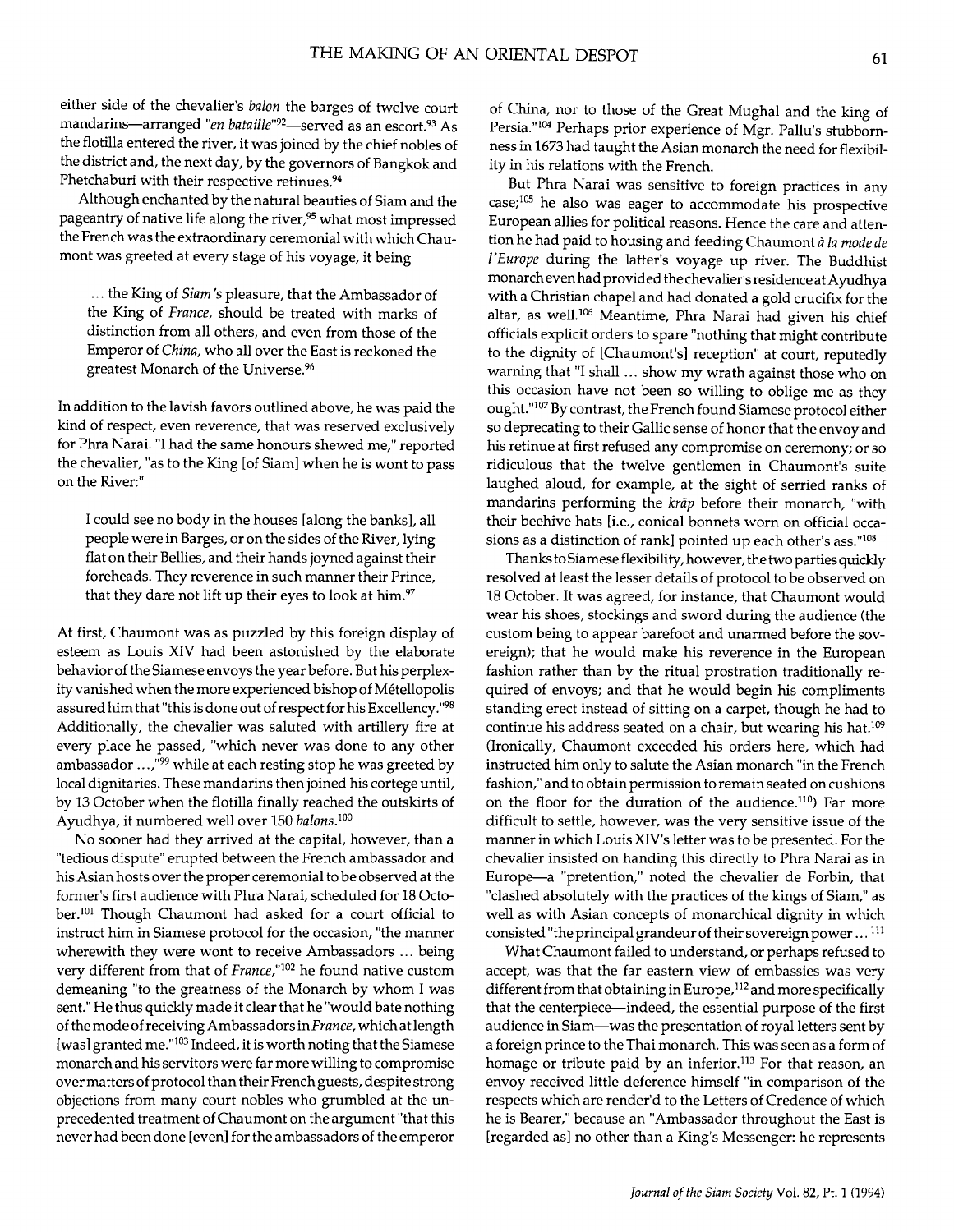either side of the chevalier's *balon* the barges of twelve court mandarins—arranged "*en bataille*"[92]—served as an escort.[93] As the flotilla entered the river, it was joined by the chief nobles of the district and, the next day, by the governors of Bangkok and Phetchaburi with their respective retinues.[94]

Although enchanted by the natural beauties of Siam and the pageantry of native life along the river,[95] what most impressed the French was the extraordinary ceremonial with which Chaumont was greeted at every stage of his voyage, it being

> ... the King of *Siam*'s pleasure, that the Ambassador of the King of *France*, should be treated with marks of distinction from all others, and even from those of the Emperor of *China*, who all over the East is reckoned the greatest Monarch of the Universe.[96]

In addition to the lavish favors outlined above, he was paid the kind of respect, even reverence, that was reserved exclusively for Phra Narai. "I had the same honours shewed me," reported the chevalier, "as to the King [of Siam] when he is wont to pass on the River:"

> I could see no body in the houses [along the banks], all people were in Barges, or on the sides of the River, lying flat on their Bellies, and their hands joyned against their foreheads. They reverence in such manner their Prince, that they dare not lift up their eyes to look at him.[97]

At first, Chaumont was as puzzled by this foreign display of esteem as Louis XIV had been astonished by the elaborate behavior of the Siamese envoys the year before. But his perplexity vanished when the more experienced bishop of Métellopolis assured him that "this is done out of respect for his Excellency."[98] Additionally, the chevalier was saluted with artillery fire at every place he passed, "which never was done to any other ambassador ...,"[99] while at each resting stop he was greeted by local dignitaries. These mandarins then joined his cortege until, by 13 October when the flotilla finally reached the outskirts of Ayudhya, it numbered well over 150 *balons*.[100]

No sooner had they arrived at the capital, however, than a "tedious dispute" erupted between the French ambassador and his Asian hosts over the proper ceremonial to be observed at the former's first audience with Phra Narai, scheduled for 18 October.[101] Though Chaumont had asked for a court official to instruct him in Siamese protocol for the occasion, "the manner wherewith they were wont to receive Ambassadors ... being very different from that of *France*,"[102] he found native custom demeaning "to the greatness of the Monarch by whom I was sent." He thus quickly made it clear that he "would bate nothing of the mode of receiving Ambassadors in *France*, which at length [was] granted me."[103] Indeed, it is worth noting that the Siamese monarch and his servitors were far more willing to compromise over matters of protocol than their French guests, despite strong objections from many court nobles who grumbled at the unprecedented treatment of Chaumont on the argument "that this never had been done [even] for the ambassadors of the emperor of China, nor to those of the Great Mughal and the king of Persia."[104] Perhaps prior experience of Mgr. Pallu's stubbornness in 1673 had taught the Asian monarch the need for flexibility in his relations with the French.

But Phra Narai was sensitive to foreign practices in any case;[105] he also was eager to accommodate his prospective European allies for political reasons. Hence the care and attention he had paid to housing and feeding Chaumont *à la mode de l'Europe* during the latter's voyage up river. The Buddhist monarch even had provided the chevalier's residence at Ayudhya with a Christian chapel and had donated a gold crucifix for the altar, as well.[106] Meantime, Phra Narai had given his chief officials explicit orders to spare "nothing that might contribute to the dignity of [Chaumont's] reception" at court, reputedly warning that "I shall ... show my wrath against those who on this occasion have not been so willing to oblige me as they ought."[107] By contrast, the French found Siamese protocol either so deprecating to their Gallic sense of honor that the envoy and his retinue at first refused any compromise on ceremony; or so ridiculous that the twelve gentlemen in Chaumont's suite laughed aloud, for example, at the sight of serried ranks of mandarins performing the *krāp* before their monarch, "with their beehive hats [i.e., conical bonnets worn on official occasions as a distinction of rank] pointed up each other's ass."[108]

Thanks to Siamese flexibility, however, the two parties quickly resolved at least the lesser details of protocol to be observed on 18 October. It was agreed, for instance, that Chaumont would wear his shoes, stockings and sword during the audience (the custom being to appear barefoot and unarmed before the sovereign); that he would make his reverence in the European fashion rather than by the ritual prostration traditionally required of envoys; and that he would begin his compliments standing erect instead of sitting on a carpet, though he had to continue his address seated on a chair, but wearing his hat.[109] (Ironically, Chaumont exceeded his orders here, which had instructed him only to salute the Asian monarch "in the French fashion," and to obtain permission to remain seated on cushions on the floor for the duration of the audience.[110]) Far more difficult to settle, however, was the very sensitive issue of the manner in which Louis XIV's letter was to be presented. For the chevalier insisted on handing this directly to Phra Narai as in Europe—a "pretention," noted the chevalier de Forbin, that "clashed absolutely with the practices of the kings of Siam," as well as with Asian concepts of monarchical dignity in which consisted "the principal grandeur of their sovereign power ... [111]

What Chaumont failed to understand, or perhaps refused to accept, was that the far eastern view of embassies was very different from that obtaining in Europe,[112] and more specifically that the centerpiece—indeed, the essential purpose of the first audience in Siam—was the presentation of royal letters sent by a foreign prince to the Thai monarch. This was seen as a form of homage or tribute paid by an inferior.[113] For that reason, an envoy received little deference himself "in comparison of the respects which are render'd to the Letters of Credence of which he is Bearer," because an "Ambassador throughout the East is [regarded as] no other than a King's Messenger: he represents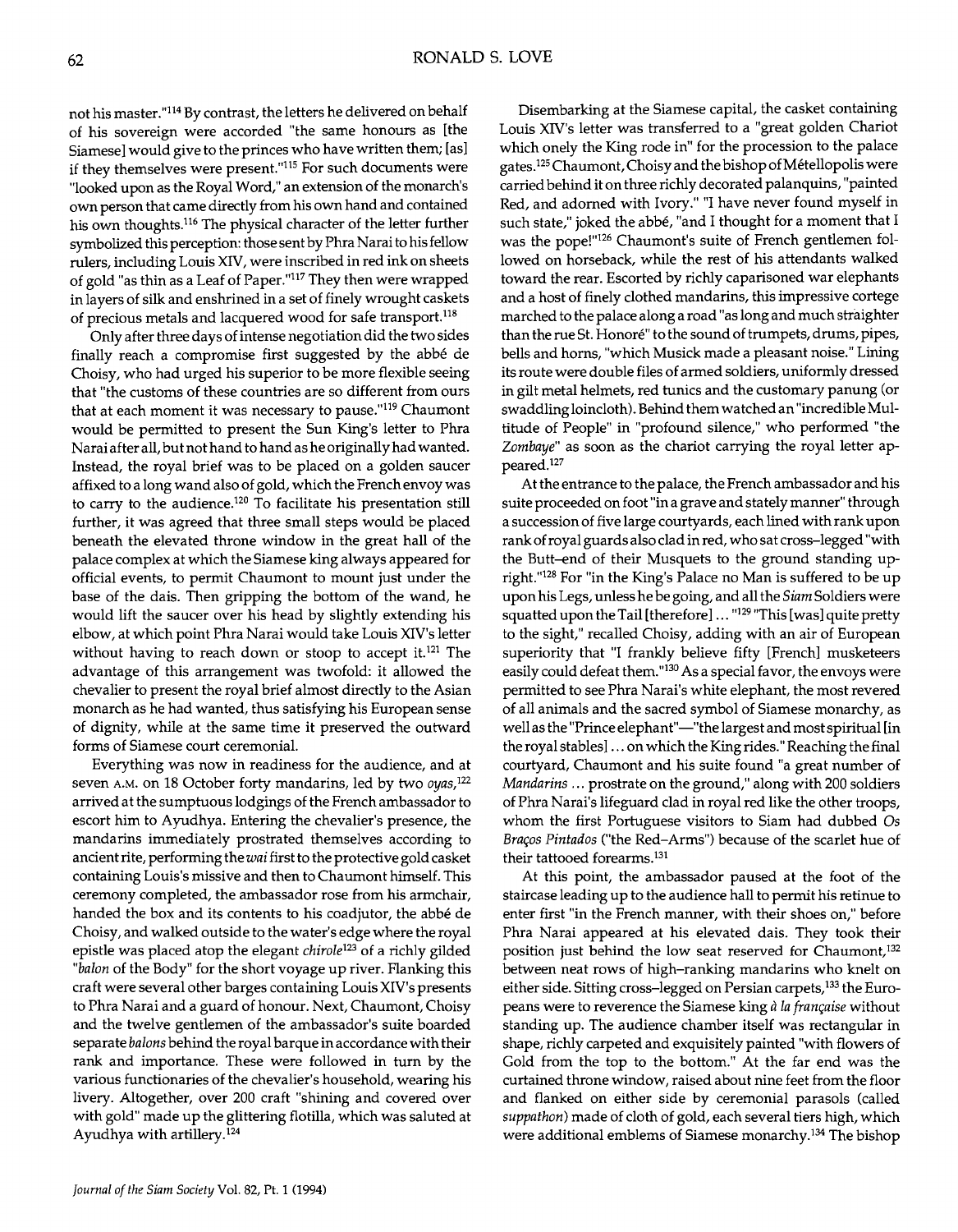not his master."[114] By contrast, the letters he delivered on behalf of his sovereign were accorded "the same honours as [the Siamese] would give to the princes who have written them; [as] if they themselves were present."[115] For such documents were "looked upon as the Royal Word," an extension of the monarch's own person that came directly from his own hand and contained his own thoughts.[116] The physical character of the letter further symbolized this perception: those sent by Phra Narai to his fellow rulers, including Louis XIV, were inscribed in red ink on sheets of gold "as thin as a Leaf of Paper."[117] They then were wrapped in layers of silk and enshrined in a set of finely wrought caskets of precious metals and lacquered wood for safe transport.[118]

Only after three days of intense negotiation did the two sides finally reach a compromise first suggested by the abbé de Choisy, who had urged his superior to be more flexible seeing that "the customs of these countries are so different from ours that at each moment it was necessary to pause."[119] Chaumont would be permitted to present the Sun King's letter to Phra Narai after all, but not hand to hand as he originally had wanted. Instead, the royal brief was to be placed on a golden saucer affixed to a long wand also of gold, which the French envoy was to carry to the audience.[120] To facilitate his presentation still further, it was agreed that three small steps would be placed beneath the elevated throne window in the great hall of the palace complex at which the Siamese king always appeared for official events, to permit Chaumont to mount just under the base of the dais. Then gripping the bottom of the wand, he would lift the saucer over his head by slightly extending his elbow, at which point Phra Narai would take Louis XIV's letter without having to reach down or stoop to accept it.[121] The advantage of this arrangement was twofold: it allowed the chevalier to present the royal brief almost directly to the Asian monarch as he had wanted, thus satisfying his European sense of dignity, while at the same time it preserved the outward forms of Siamese court ceremonial.

Everything was now in readiness for the audience, and at seven A.M. on 18 October forty mandarins, led by two *oyas*,[122] arrived at the sumptuous lodgings of the French ambassador to escort him to Ayudhya. Entering the chevalier's presence, the mandarins immediately prostrated themselves according to ancient rite, performing the *wai* first to the protective gold casket containing Louis's missive and then to Chaumont himself. This ceremony completed, the ambassador rose from his armchair, handed the box and its contents to his coadjutor, the abbé de Choisy, and walked outside to the water's edge where the royal epistle was placed atop the elegant *chirole*[123] of a richly gilded "*balon* of the Body" for the short voyage up river. Flanking this craft were several other barges containing Louis XIV's presents to Phra Narai and a guard of honour. Next, Chaumont, Choisy and the twelve gentlemen of the ambassador's suite boarded separate *balons* behind the royal barque in accordance with their rank and importance. These were followed in turn by the various functionaries of the chevalier's household, wearing his livery. Altogether, over 200 craft "shining and covered over with gold" made up the glittering flotilla, which was saluted at Ayudhya with artillery.[124]

Disembarking at the Siamese capital, the casket containing Louis XIV's letter was transferred to a "great golden Chariot which onely the King rode in" for the procession to the palace gates.[125] Chaumont, Choisy and the bishop of Métellopolis were carried behind it on three richly decorated palanquins, "painted Red, and adorned with Ivory." "I have never found myself in such state," joked the abbé, "and I thought for a moment that I was the pope!"[126] Chaumont's suite of French gentlemen followed on horseback, while the rest of his attendants walked toward the rear. Escorted by richly caparisoned war elephants and a host of finely clothed mandarins, this impressive cortege marched to the palace along a road "as long and much straighter than the rue St. Honoré" to the sound of trumpets, drums, pipes, bells and horns, "which Musick made a pleasant noise." Lining its route were double files of armed soldiers, uniformly dressed in gilt metal helmets, red tunics and the customary panung (or swaddling loincloth). Behind them watched an "incredible Multitude of People" in "profound silence," who performed "the *Zombaye*" as soon as the chariot carrying the royal letter appeared.[127]

At the entrance to the palace, the French ambassador and his suite proceeded on foot "in a grave and stately manner" through a succession of five large courtyards, each lined with rank upon rank of royal guards also clad in red, who sat cross-legged "with the Butt-end of their Musquets to the ground standing upright."[128] For "in the King's Palace no Man is suffered to be up upon his Legs, unless he be going, and all the *Siam* Soldiers were squatted upon the Tail [therefore] ... "[129] "This [was] quite pretty to the sight," recalled Choisy, adding with an air of European superiority that "I frankly believe fifty [French] musketeers easily could defeat them."[130] As a special favor, the envoys were permitted to see Phra Narai's white elephant, the most revered of all animals and the sacred symbol of Siamese monarchy, as well as the "Prince elephant"—"the largest and most spiritual [in the royal stables] ... on which the King rides." Reaching the final courtyard, Chaumont and his suite found "a great number of *Mandarins* ... prostrate on the ground," along with 200 soldiers of Phra Narai's lifeguard clad in royal red like the other troops, whom the first Portuguese visitors to Siam had dubbed *Os Braços Pintados* ("the Red-Arms") because of the scarlet hue of their tattooed forearms.[131]

At this point, the ambassador paused at the foot of the staircase leading up to the audience hall to permit his retinue to enter first "in the French manner, with their shoes on," before Phra Narai appeared at his elevated dais. They took their position just behind the low seat reserved for Chaumont,[132] between neat rows of high-ranking mandarins who knelt on either side. Sitting cross-legged on Persian carpets,[133] the Europeans were to reverence the Siamese king *à la française* without standing up. The audience chamber itself was rectangular in shape, richly carpeted and exquisitely painted "with flowers of Gold from the top to the bottom." At the far end was the curtained throne window, raised about nine feet from the floor and flanked on either side by ceremonial parasols (called *suppathon*) made of cloth of gold, each several tiers high, which were additional emblems of Siamese monarchy.[134] The bishop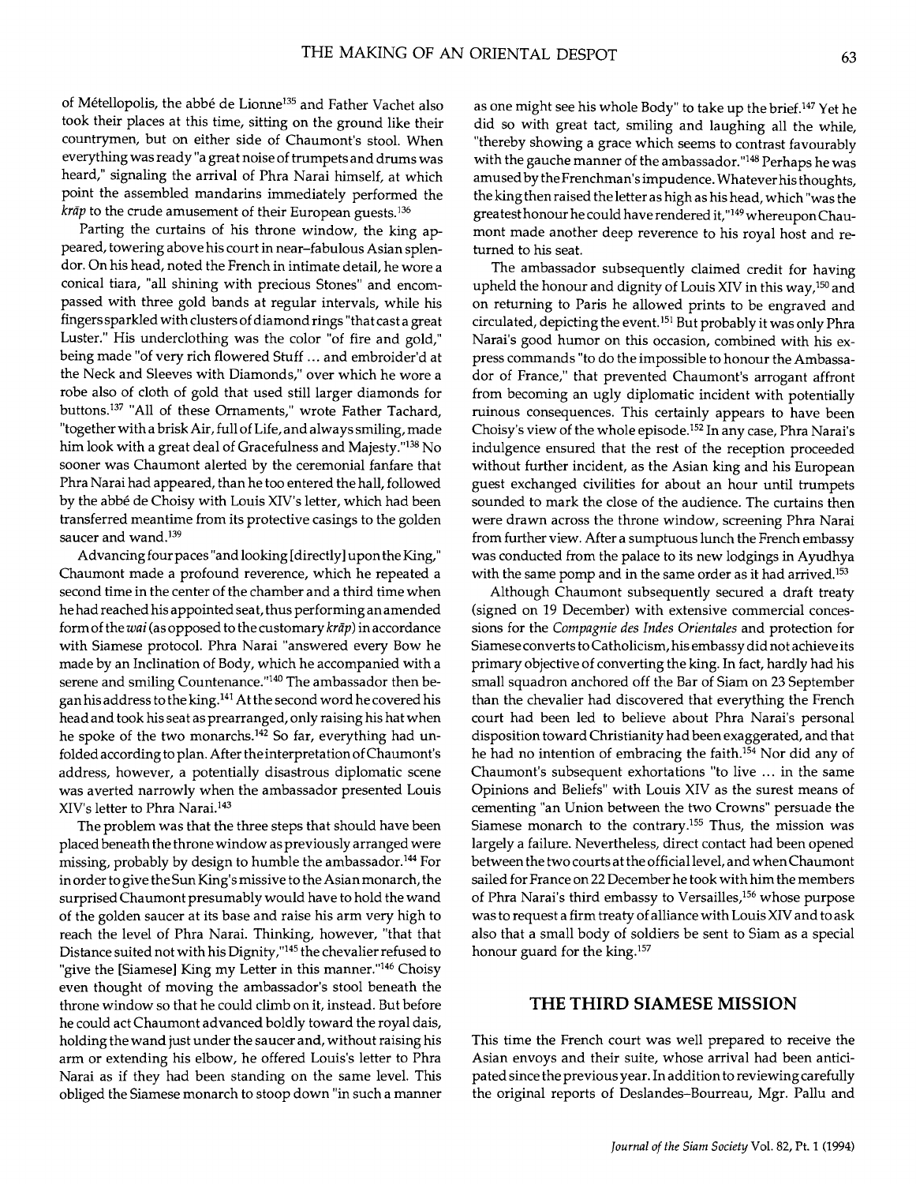of Métellopolis, the abbé de Lionne[135] and Father Vachet also took their places at this time, sitting on the ground like their countrymen, but on either side of Chaumont's stool. When everything was ready "a great noise of trumpets and drums was heard," signaling the arrival of Phra Narai himself, at which point the assembled mandarins immediately performed the *krāp* to the crude amusement of their European guests.[136]

Parting the curtains of his throne window, the king appeared, towering above his court in near-fabulous Asian splendor. On his head, noted the French in intimate detail, he wore a conical tiara, "all shining with precious Stones" and encompassed with three gold bands at regular intervals, while his fingers sparkled with clusters of diamond rings "that cast a great Luster." His underclothing was the color "of fire and gold," being made "of very rich flowered Stuff ... and embroider'd at the Neck and Sleeves with Diamonds," over which he wore a robe also of cloth of gold that used still larger diamonds for buttons.[137] "All of these Ornaments," wrote Father Tachard, "together with a brisk Air, full of Life, and always smiling, made him look with a great deal of Gracefulness and Majesty."[138] No sooner was Chaumont alerted by the ceremonial fanfare that Phra Narai had appeared, than he too entered the hall, followed by the abbé de Choisy with Louis XIV's letter, which had been transferred meantime from its protective casings to the golden saucer and wand.[139]

Advancing four paces "and looking [directly] upon the King," Chaumont made a profound reverence, which he repeated a second time in the center of the chamber and a third time when he had reached his appointed seat, thus performing an amended form of the *wai* (as opposed to the customary *krāp*) in accordance with Siamese protocol. Phra Narai "answered every Bow he made by an Inclination of Body, which he accompanied with a serene and smiling Countenance."[140] The ambassador then began his address to the king.[141] At the second word he covered his head and took his seat as prearranged, only raising his hat when he spoke of the two monarchs.[142] So far, everything had unfolded according to plan. After the interpretation of Chaumont's address, however, a potentially disastrous diplomatic scene was averted narrowly when the ambassador presented Louis XIV's letter to Phra Narai.[143]

The problem was that the three steps that should have been placed beneath the throne window as previously arranged were missing, probably by design to humble the ambassador.[144] For in order to give the Sun King's missive to the Asian monarch, the surprised Chaumont presumably would have to hold the wand of the golden saucer at its base and raise his arm very high to reach the level of Phra Narai. Thinking, however, "that that Distance suited not with his Dignity,"[145] the chevalier refused to "give the [Siamese] King my Letter in this manner."[146] Choisy even thought of moving the ambassador's stool beneath the throne window so that he could climb on it, instead. But before he could act Chaumont advanced boldly toward the royal dais, holding the wand just under the saucer and, without raising his arm or extending his elbow, he offered Louis's letter to Phra Narai as if they had been standing on the same level. This obliged the Siamese monarch to stoop down "in such a manner as one might see his whole Body" to take up the brief.[147] Yet he did so with great tact, smiling and laughing all the while, "thereby showing a grace which seems to contrast favourably with the gauche manner of the ambassador."[148] Perhaps he was amused by the Frenchman's impudence. Whatever his thoughts, the king then raised the letter as high as his head, which "was the greatest honour he could have rendered it,"[149] whereupon Chaumont made another deep reverence to his royal host and returned to his seat.

The ambassador subsequently claimed credit for having upheld the honour and dignity of Louis XIV in this way,[150] and on returning to Paris he allowed prints to be engraved and circulated, depicting the event.[151] But probably it was only Phra Narai's good humor on this occasion, combined with his express commands "to do the impossible to honour the Ambassador of France," that prevented Chaumont's arrogant affront from becoming an ugly diplomatic incident with potentially ruinous consequences. This certainly appears to have been Choisy's view of the whole episode.[152] In any case, Phra Narai's indulgence ensured that the rest of the reception proceeded without further incident, as the Asian king and his European guest exchanged civilities for about an hour until trumpets sounded to mark the close of the audience. The curtains then were drawn across the throne window, screening Phra Narai from further view. After a sumptuous lunch the French embassy was conducted from the palace to its new lodgings in Ayudhya with the same pomp and in the same order as it had arrived.[153]

Although Chaumont subsequently secured a draft treaty (signed on 19 December) with extensive commercial concessions for the *Compagnie des Indes Orientales* and protection for Siamese converts to Catholicism, his embassy did not achieve its primary objective of converting the king. In fact, hardly had his small squadron anchored off the Bar of Siam on 23 September than the chevalier had discovered that everything the French court had been led to believe about Phra Narai's personal disposition toward Christianity had been exaggerated, and that he had no intention of embracing the faith.[154] Nor did any of Chaumont's subsequent exhortations "to live ... in the same Opinions and Beliefs" with Louis XIV as the surest means of cementing "an Union between the two Crowns" persuade the Siamese monarch to the contrary.[155] Thus, the mission was largely a failure. Nevertheless, direct contact had been opened between the two courts at the official level, and when Chaumont sailed for France on 22 December he took with him the members of Phra Narai's third embassy to Versailles,[156] whose purpose was to request a firm treaty of alliance with Louis XIV and to ask also that a small body of soldiers be sent to Siam as a special honour guard for the king.[157]

## THE THIRD SIAMESE MISSION

This time the French court was well prepared to receive the Asian envoys and their suite, whose arrival had been anticipated since the previous year. In addition to reviewing carefully the original reports of Deslandes-Bourreau, Mgr. Pallu and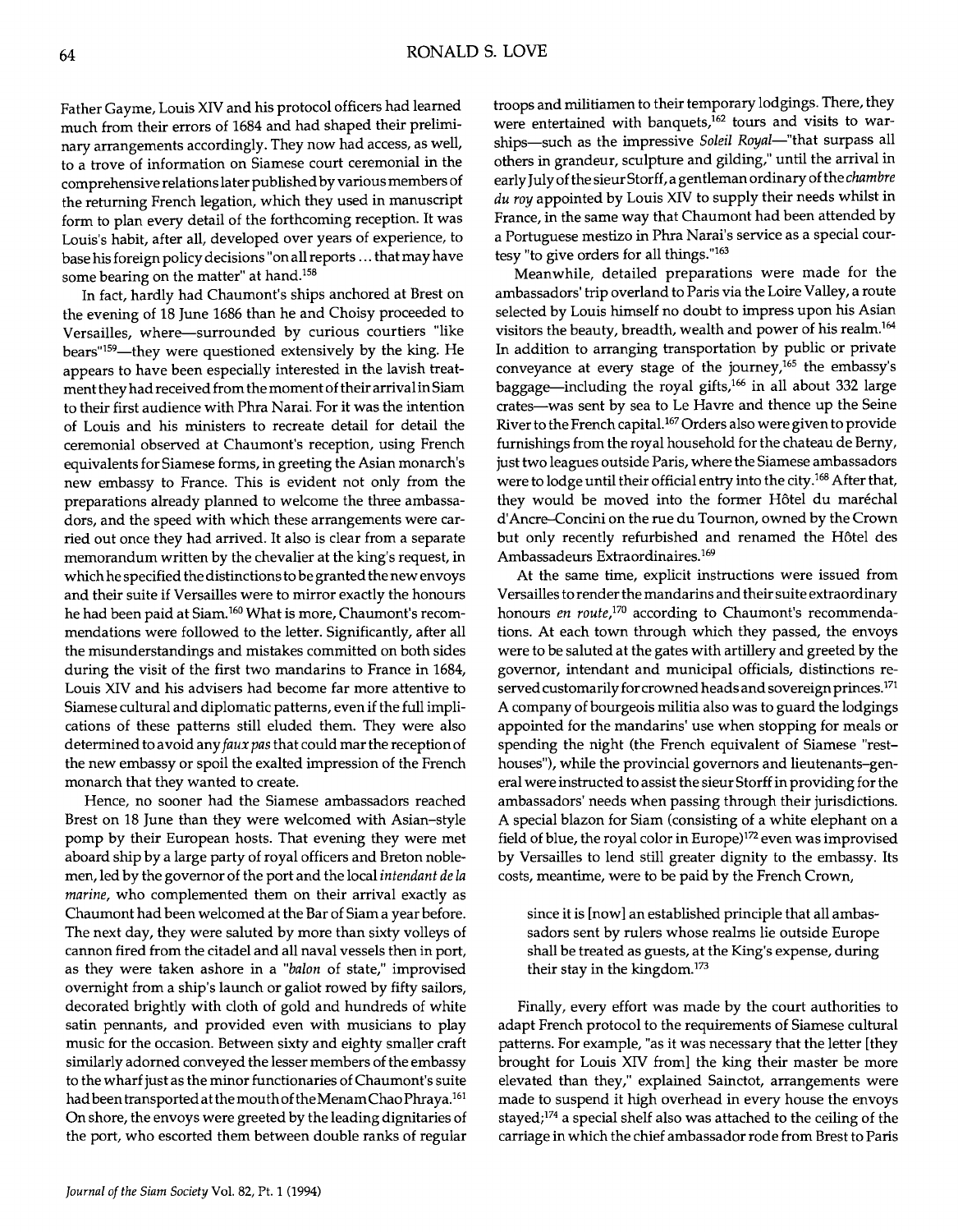Father Gayme, Louis XIV and his protocol officers had learned much from their errors of 1684 and had shaped their preliminary arrangements accordingly. They now had access, as well, to a trove of information on Siamese court ceremonial in the comprehensive relations later published by various members of the returning French legation, which they used in manuscript form to plan every detail of the forthcoming reception. It was Louis's habit, after all, developed over years of experience, to base his foreign policy decisions "on all reports ... that may have some bearing on the matter" at hand.[158]

In fact, hardly had Chaumont's ships anchored at Brest on the evening of 18 June 1686 than he and Choisy proceeded to Versailles, where—surrounded by curious courtiers "like bears"[159]—they were questioned extensively by the king. He appears to have been especially interested in the lavish treatment they had received from the moment of their arrival in Siam to their first audience with Phra Narai. For it was the intention of Louis and his ministers to recreate detail for detail the ceremonial observed at Chaumont's reception, using French equivalents for Siamese forms, in greeting the Asian monarch's new embassy to France. This is evident not only from the preparations already planned to welcome the three ambassadors, and the speed with which these arrangements were carried out once they had arrived. It also is clear from a separate memorandum written by the chevalier at the king's request, in which he specified the distinctions to be granted the new envoys and their suite if Versailles were to mirror exactly the honours he had been paid at Siam.[160] What is more, Chaumont's recommendations were followed to the letter. Significantly, after all the misunderstandings and mistakes committed on both sides during the visit of the first two mandarins to France in 1684, Louis XIV and his advisers had become far more attentive to Siamese cultural and diplomatic patterns, even if the full implications of these patterns still eluded them. They were also determined to avoid any *faux pas* that could mar the reception of the new embassy or spoil the exalted impression of the French monarch that they wanted to create.

Hence, no sooner had the Siamese ambassadors reached Brest on 18 June than they were welcomed with Asian-style pomp by their European hosts. That evening they were met aboard ship by a large party of royal officers and Breton noblemen, led by the governor of the port and the local *intendant de la marine*, who complemented them on their arrival exactly as Chaumont had been welcomed at the Bar of Siam a year before. The next day, they were saluted by more than sixty volleys of cannon fired from the citadel and all naval vessels then in port, as they were taken ashore in a "*balon* of state," improvised overnight from a ship's launch or galiot rowed by fifty sailors, decorated brightly with cloth of gold and hundreds of white satin pennants, and provided even with musicians to play music for the occasion. Between sixty and eighty smaller craft similarly adorned conveyed the lesser members of the embassy to the wharf just as the minor functionaries of Chaumont's suite had been transported at the mouth of the Menam Chao Phraya.[161] On shore, the envoys were greeted by the leading dignitaries of the port, who escorted them between double ranks of regular troops and militiamen to their temporary lodgings. There, they were entertained with banquets,[162] tours and visits to warships—such as the impressive *Soleil Royal*—"that surpass all others in grandeur, sculpture and gilding," until the arrival in early July of the sieur Storff, a gentleman ordinary of the *chambre du roy* appointed by Louis XIV to supply their needs whilst in France, in the same way that Chaumont had been attended by a Portuguese mestizo in Phra Narai's service as a special courtesy "to give orders for all things."[163]

Meanwhile, detailed preparations were made for the ambassadors' trip overland to Paris via the Loire Valley, a route selected by Louis himself no doubt to impress upon his Asian visitors the beauty, breadth, wealth and power of his realm.[164] In addition to arranging transportation by public or private conveyance at every stage of the journey,[165] the embassy's baggage—including the royal gifts,[166] in all about 332 large crates—was sent by sea to Le Havre and thence up the Seine River to the French capital.[167] Orders also were given to provide furnishings from the royal household for the chateau de Berny, just two leagues outside Paris, where the Siamese ambassadors were to lodge until their official entry into the city.[168] After that, they would be moved into the former Hôtel du maréchal d'Ancre–Concini on the rue du Tournon, owned by the Crown but only recently refurbished and renamed the Hôtel des Ambassadeurs Extraordinaires.[169]

At the same time, explicit instructions were issued from Versailles to render the mandarins and their suite extraordinary honours *en route*,[170] according to Chaumont's recommendations. At each town through which they passed, the envoys were to be saluted at the gates with artillery and greeted by the governor, intendant and municipal officials, distinctions reserved customarily for crowned heads and sovereign princes.[171] A company of bourgeois militia also was to guard the lodgings appointed for the mandarins' use when stopping for meals or spending the night (the French equivalent of Siamese "rest-houses"), while the provincial governors and lieutenants-general were instructed to assist the sieur Storff in providing for the ambassadors' needs when passing through their jurisdictions. A special blazon for Siam (consisting of a white elephant on a field of blue, the royal color in Europe)[172] even was improvised by Versailles to lend still greater dignity to the embassy. Its costs, meantime, were to be paid by the French Crown,

> since it is [now] an established principle that all ambassadors sent by rulers whose realms lie outside Europe shall be treated as guests, at the King's expense, during their stay in the kingdom.[173]

Finally, every effort was made by the court authorities to adapt French protocol to the requirements of Siamese cultural patterns. For example, "as it was necessary that the letter [they brought for Louis XIV from] the king their master be more elevated than they," explained Sainctot, arrangements were made to suspend it high overhead in every house the envoys stayed;[174] a special shelf also was attached to the ceiling of the carriage in which the chief ambassador rode from Brest to Paris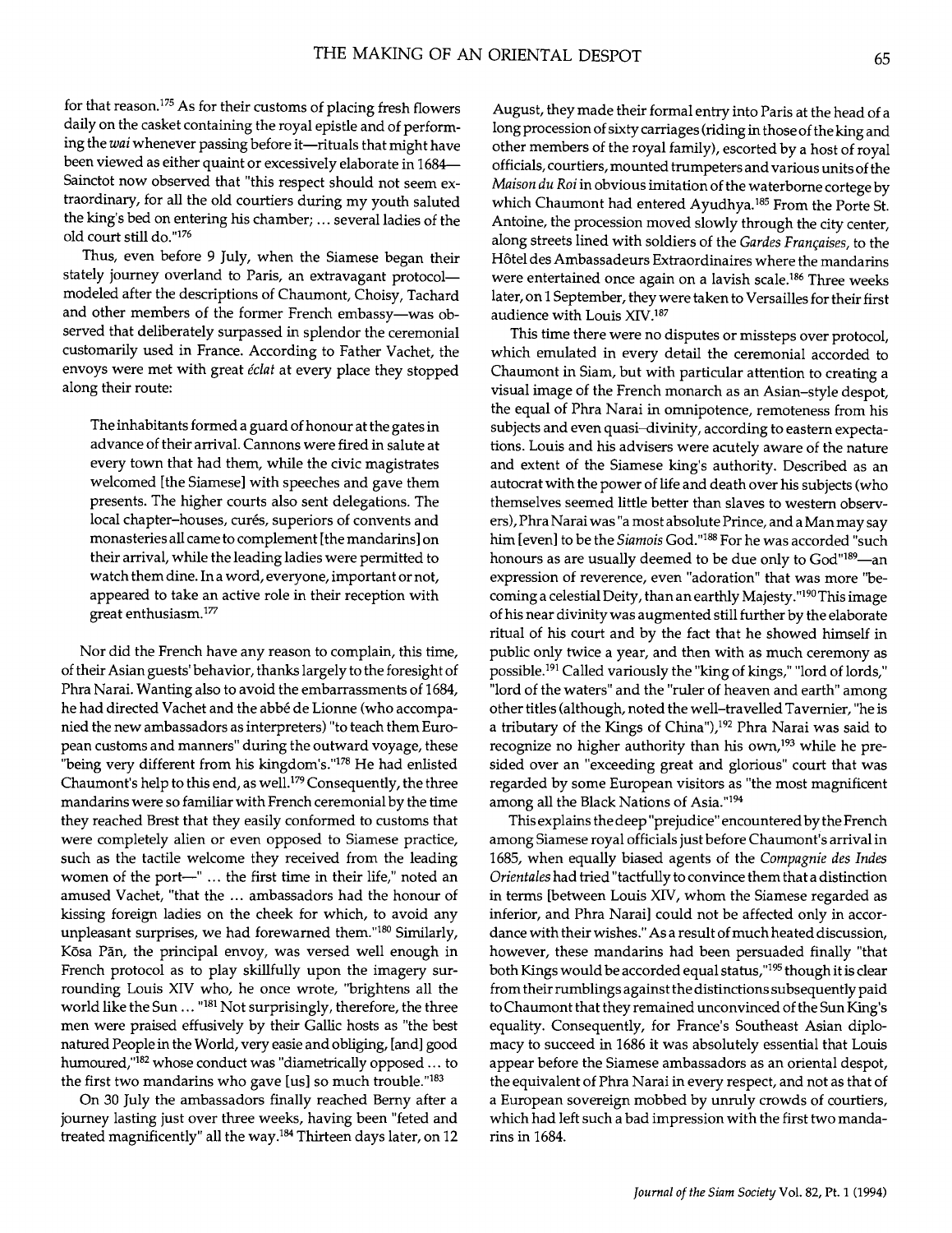for that reason.[175] As for their customs of placing fresh flowers daily on the casket containing the royal epistle and of performing the *wai* whenever passing before it—rituals that might have been viewed as either quaint or excessively elaborate in 1684—Sainctot now observed that "this respect should not seem extraordinary, for all the old courtiers during my youth saluted the king's bed on entering his chamber; ... several ladies of the old court still do."[176]

Thus, even before 9 July, when the Siamese began their stately journey overland to Paris, an extravagant protocol—modeled after the descriptions of Chaumont, Choisy, Tachard and other members of the former French embassy—was observed that deliberately surpassed in splendor the ceremonial customarily used in France. According to Father Vachet, the envoys were met with great *éclat* at every place they stopped along their route:

> The inhabitants formed a guard of honour at the gates in advance of their arrival. Cannons were fired in salute at every town that had them, while the civic magistrates welcomed [the Siamese] with speeches and gave them presents. The higher courts also sent delegations. The local chapter-houses, curés, superiors of convents and monasteries all came to complement [the mandarins] on their arrival, while the leading ladies were permitted to watch them dine. In a word, everyone, important or not, appeared to take an active role in their reception with great enthusiasm.[177]

Nor did the French have any reason to complain, this time, of their Asian guests' behavior, thanks largely to the foresight of Phra Narai. Wanting also to avoid the embarrassments of 1684, he had directed Vachet and the abbé de Lionne (who accompanied the new ambassadors as interpreters) "to teach them European customs and manners" during the outward voyage, these "being very different from his kingdom's."[178] He had enlisted Chaumont's help to this end, as well.[179] Consequently, the three mandarins were so familiar with French ceremonial by the time they reached Brest that they easily conformed to customs that were completely alien or even opposed to Siamese practice, such as the tactile welcome they received from the leading women of the port—" ... the first time in their life," noted an amused Vachet, "that the ... ambassadors had the honour of kissing foreign ladies on the cheek for which, to avoid any unpleasant surprises, we had forewarned them."[180] Similarly, Kōsa Pān, the principal envoy, was versed well enough in French protocol as to play skillfully upon the imagery surrounding Louis XIV who, he once wrote, "brightens all the world like the Sun ... "[181] Not surprisingly, therefore, the three men were praised effusively by their Gallic hosts as "the best natured People in the World, very easie and obliging, [and] good humoured,"[182] whose conduct was "diametrically opposed ... to the first two mandarins who gave [us] so much trouble."[183]

On 30 July the ambassadors finally reached Berny after a journey lasting just over three weeks, having been "feted and treated magnificently" all the way.[184] Thirteen days later, on 12 August, they made their formal entry into Paris at the head of a long procession of sixty carriages (riding in those of the king and other members of the royal family), escorted by a host of royal officials, courtiers, mounted trumpeters and various units of the *Maison du Roi* in obvious imitation of the waterborne cortege by which Chaumont had entered Ayudhya.[185] From the Porte St. Antoine, the procession moved slowly through the city center, along streets lined with soldiers of the *Gardes Françaises*, to the Hôtel des Ambassadeurs Extraordinaires where the mandarins were entertained once again on a lavish scale.[186] Three weeks later, on 1 September, they were taken to Versailles for their first audience with Louis XIV.[187]

This time there were no disputes or missteps over protocol, which emulated in every detail the ceremonial accorded to Chaumont in Siam, but with particular attention to creating a visual image of the French monarch as an Asian-style despot, the equal of Phra Narai in omnipotence, remoteness from his subjects and even quasi-divinity, according to eastern expectations. Louis and his advisers were acutely aware of the nature and extent of the Siamese king's authority. Described as an autocrat with the power of life and death over his subjects (who themselves seemed little better than slaves to western observers), Phra Narai was "a most absolute Prince, and a Man may say him [even] to be the *Siamois* God."[188] For he was accorded "such honours as are usually deemed to be due only to God"[189]—an expression of reverence, even "adoration" that was more "becoming a celestial Deity, than an earthly Majesty."[190] This image of his near divinity was augmented still further by the elaborate ritual of his court and by the fact that he showed himself in public only twice a year, and then with as much ceremony as possible.[191] Called variously the "king of kings," "lord of lords," "lord of the waters" and the "ruler of heaven and earth" among other titles (although, noted the well-travelled Tavernier, "he is a tributary of the Kings of China"),[192] Phra Narai was said to recognize no higher authority than his own,[193] while he presided over an "exceeding great and glorious" court that was regarded by some European visitors as "the most magnificent among all the Black Nations of Asia."[194]

This explains the deep "prejudice" encountered by the French among Siamese royal officials just before Chaumont's arrival in 1685, when equally biased agents of the *Compagnie des Indes Orientales* had tried "tactfully to convince them that a distinction in terms [between Louis XIV, whom the Siamese regarded as inferior, and Phra Narai] could not be affected only in accordance with their wishes." As a result of much heated discussion, however, these mandarins had been persuaded finally "that both Kings would be accorded equal status,"[195] though it is clear from their rumblings against the distinctions subsequently paid to Chaumont that they remained unconvinced of the Sun King's equality. Consequently, for France's Southeast Asian diplomacy to succeed in 1686 it was absolutely essential that Louis appear before the Siamese ambassadors as an oriental despot, the equivalent of Phra Narai in every respect, and not as that of a European sovereign mobbed by unruly crowds of courtiers, which had left such a bad impression with the first two mandarins in 1684.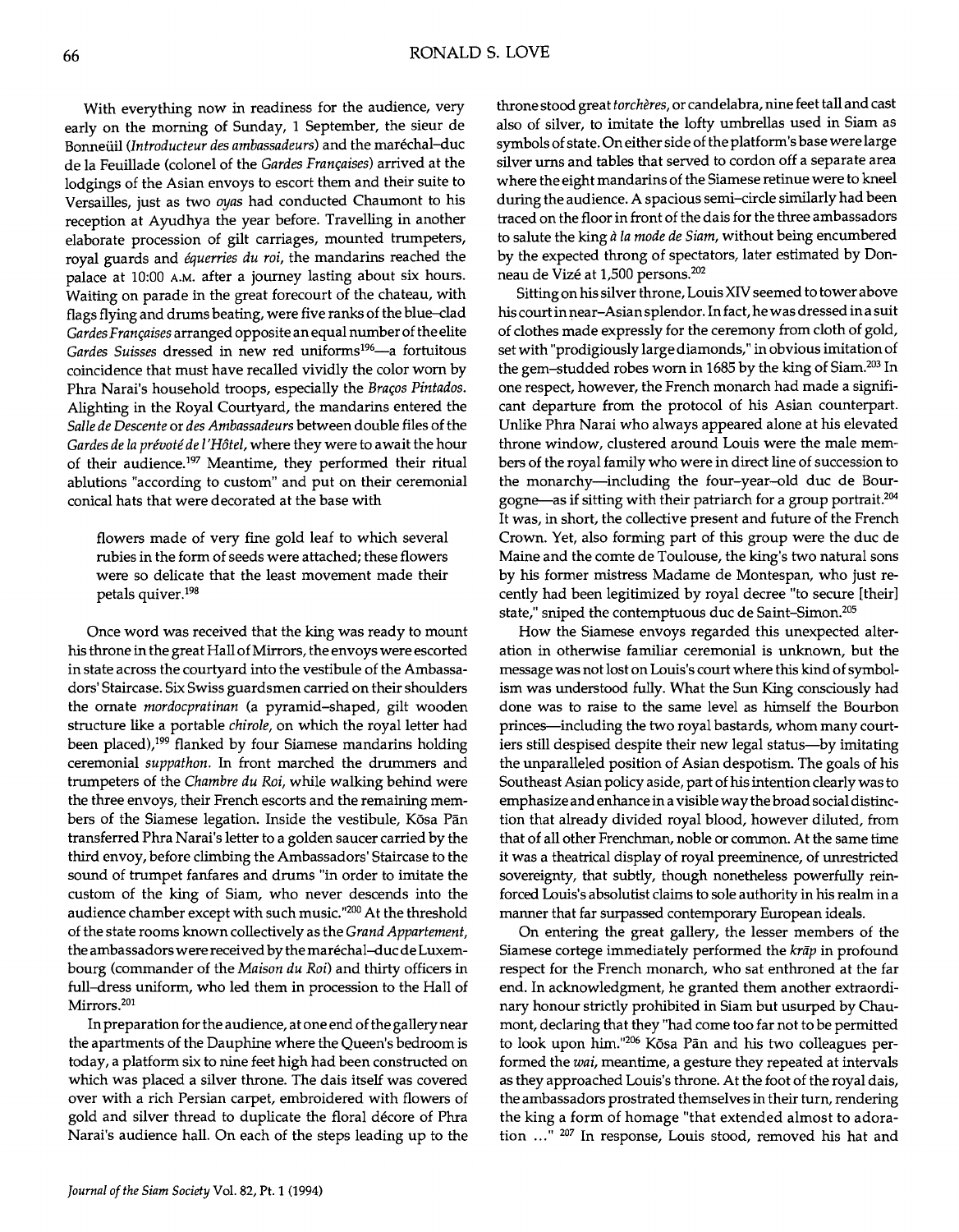With everything now in readiness for the audience, very early on the morning of Sunday, 1 September, the sieur de Bonneüil (*Introducteur des ambassadeurs*) and the maréchal–duc de la Feuillade (colonel of the *Gardes Françaises*) arrived at the lodgings of the Asian envoys to escort them and their suite to Versailles, just as two *oyas* had conducted Chaumont to his reception at Ayudhya the year before. Travelling in another elaborate procession of gilt carriages, mounted trumpeters, royal guards and *équerries du roi*, the mandarins reached the palace at 10:00 A.M. after a journey lasting about six hours. Waiting on parade in the great forecourt of the chateau, with flags flying and drums beating, were five ranks of the blue–clad *Gardes Françaises* arranged opposite an equal number of the elite *Gardes Suisses* dressed in new red uniforms[196]—a fortuitous coincidence that must have recalled vividly the color worn by Phra Narai's household troops, especially the *Braços Pintados*. Alighting in the Royal Courtyard, the mandarins entered the *Salle de Descente* or *des Ambassadeurs* between double files of the *Gardes de la prévoté de l'Hôtel*, where they were to await the hour of their audience.[197] Meantime, they performed their ritual ablutions "according to custom" and put on their ceremonial conical hats that were decorated at the base with

> flowers made of very fine gold leaf to which several rubies in the form of seeds were attached; these flowers were so delicate that the least movement made their petals quiver.[198]

Once word was received that the king was ready to mount his throne in the great Hall of Mirrors, the envoys were escorted in state across the courtyard into the vestibule of the Ambassadors' Staircase. Six Swiss guardsmen carried on their shoulders the ornate *mordocpratinan* (a pyramid–shaped, gilt wooden structure like a portable *chirole*, on which the royal letter had been placed),[199] flanked by four Siamese mandarins holding ceremonial *suppathon*. In front marched the drummers and trumpeters of the *Chambre du Roi*, while walking behind were the three envoys, their French escorts and the remaining members of the Siamese legation. Inside the vestibule, Kōsa Pān transferred Phra Narai's letter to a golden saucer carried by the third envoy, before climbing the Ambassadors' Staircase to the sound of trumpet fanfares and drums "in order to imitate the custom of the king of Siam, who never descends into the audience chamber except with such music."[200] At the threshold of the state rooms known collectively as the *Grand Appartement*, the ambassadors were received by the maréchal–duc de Luxembourg (commander of the *Maison du Roi*) and thirty officers in full–dress uniform, who led them in procession to the Hall of Mirrors.[201]

In preparation for the audience, at one end of the gallery near the apartments of the Dauphine where the Queen's bedroom is today, a platform six to nine feet high had been constructed on which was placed a silver throne. The dais itself was covered over with a rich Persian carpet, embroidered with flowers of gold and silver thread to duplicate the floral décore of Phra Narai's audience hall. On each of the steps leading up to the throne stood great *torchères*, or candelabra, nine feet tall and cast also of silver, to imitate the lofty umbrellas used in Siam as symbols of state. On either side of the platform's base were large silver urns and tables that served to cordon off a separate area where the eight mandarins of the Siamese retinue were to kneel during the audience. A spacious semi–circle similarly had been traced on the floor in front of the dais for the three ambassadors to salute the king *à la mode de Siam*, without being encumbered by the expected throng of spectators, later estimated by Donneau de Vizé at 1,500 persons.[202]

Sitting on his silver throne, Louis XIV seemed to tower above his court in near–Asian splendor. In fact, he was dressed in a suit of clothes made expressly for the ceremony from cloth of gold, set with "prodigiously large diamonds," in obvious imitation of the gem–studded robes worn in 1685 by the king of Siam.[203] In one respect, however, the French monarch had made a significant departure from the protocol of his Asian counterpart. Unlike Phra Narai who always appeared alone at his elevated throne window, clustered around Louis were the male members of the royal family who were in direct line of succession to the monarchy—including the four–year–old duc de Bourgogne—as if sitting with their patriarch for a group portrait.[204] It was, in short, the collective present and future of the French Crown. Yet, also forming part of this group were the duc de Maine and the comte de Toulouse, the king's two natural sons by his former mistress Madame de Montespan, who just recently had been legitimized by royal decree "to secure [their] state," sniped the contemptuous duc de Saint–Simon.[205]

How the Siamese envoys regarded this unexpected alteration in otherwise familiar ceremonial is unknown, but the message was not lost on Louis's court where this kind of symbolism was understood fully. What the Sun King consciously had done was to raise to the same level as himself the Bourbon princes—including the two royal bastards, whom many courtiers still despised despite their new legal status—by imitating the unparalleled position of Asian despotism. The goals of his Southeast Asian policy aside, part of his intention clearly was to emphasize and enhance in a visible way the broad social distinction that already divided royal blood, however diluted, from that of all other Frenchman, noble or common. At the same time it was a theatrical display of royal preeminence, of unrestricted sovereignty, that subtly, though nonetheless powerfully reinforced Louis's absolutist claims to sole authority in his realm in a manner that far surpassed contemporary European ideals.

On entering the great gallery, the lesser members of the Siamese cortege immediately performed the *krāp* in profound respect for the French monarch, who sat enthroned at the far end. In acknowledgment, he granted them another extraordinary honour strictly prohibited in Siam but usurped by Chaumont, declaring that they "had come too far not to be permitted to look upon him."[206] Kōsa Pān and his two colleagues performed the *wai*, meantime, a gesture they repeated at intervals as they approached Louis's throne. At the foot of the royal dais, the ambassadors prostrated themselves in their turn, rendering the king a form of homage "that extended almost to adoration ..." [207] In response, Louis stood, removed his hat and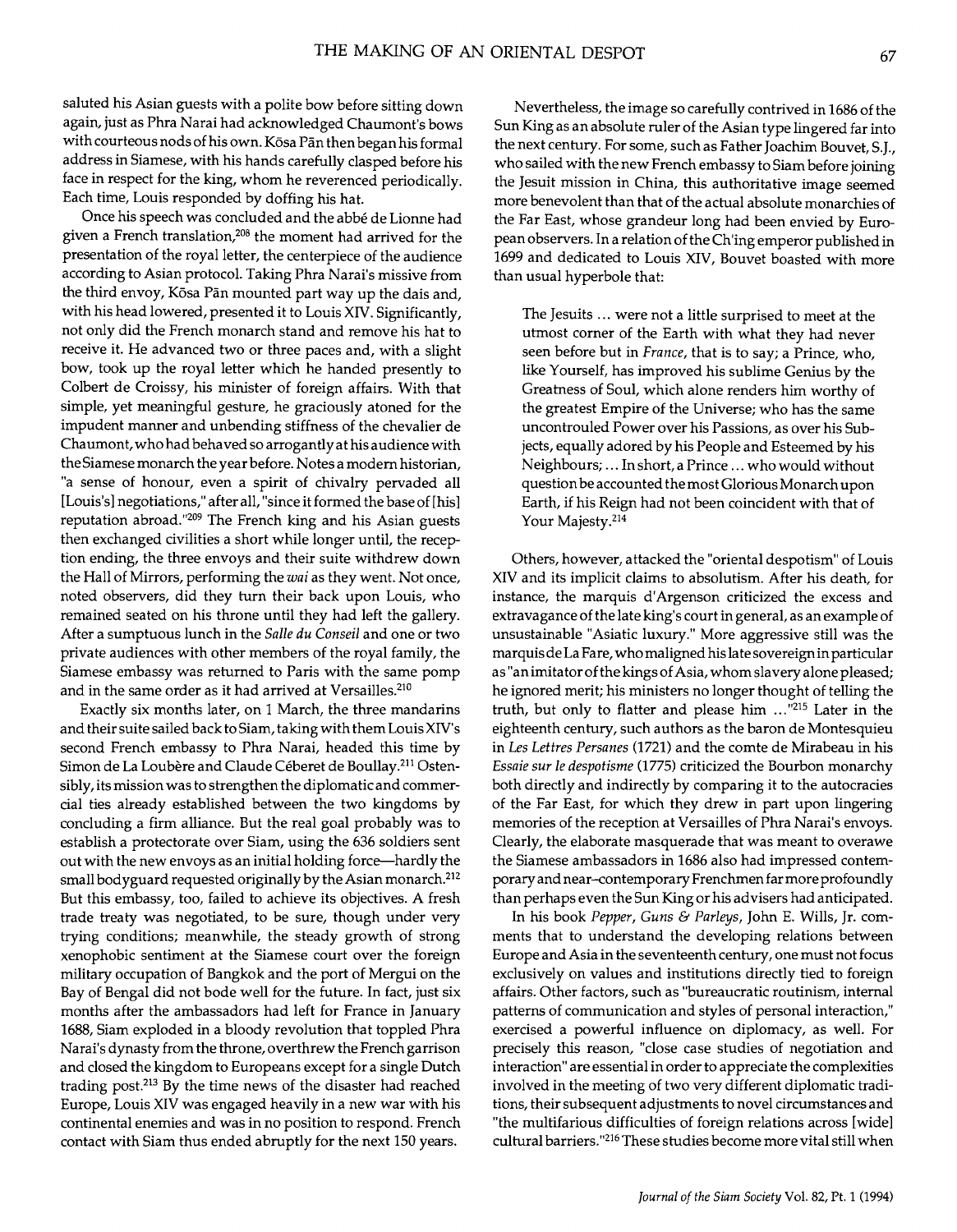saluted his Asian guests with a polite bow before sitting down again, just as Phra Narai had acknowledged Chaumont's bows with courteous nods of his own. Kōsa Pān then began his formal address in Siamese, with his hands carefully clasped before his face in respect for the king, whom he reverenced periodically. Each time, Louis responded by doffing his hat.

Once his speech was concluded and the abbé de Lionne had given a French translation,[208] the moment had arrived for the presentation of the royal letter, the centerpiece of the audience according to Asian protocol. Taking Phra Narai's missive from the third envoy, Kōsa Pān mounted part way up the dais and, with his head lowered, presented it to Louis XIV. Significantly, not only did the French monarch stand and remove his hat to receive it. He advanced two or three paces and, with a slight bow, took up the royal letter which he handed presently to Colbert de Croissy, his minister of foreign affairs. With that simple, yet meaningful gesture, he graciously atoned for the impudent manner and unbending stiffness of the chevalier de Chaumont, who had behaved so arrogantly at his audience with the Siamese monarch the year before. Notes a modern historian, "a sense of honour, even a spirit of chivalry pervaded all [Louis's] negotiations," after all, "since it formed the base of [his] reputation abroad."[209] The French king and his Asian guests then exchanged civilities a short while longer until, the reception ending, the three envoys and their suite withdrew down the Hall of Mirrors, performing the *wai* as they went. Not once, noted observers, did they turn their back upon Louis, who remained seated on his throne until they had left the gallery. After a sumptuous lunch in the *Salle du Conseil* and one or two private audiences with other members of the royal family, the Siamese embassy was returned to Paris with the same pomp and in the same order as it had arrived at Versailles.[210]

Exactly six months later, on 1 March, the three mandarins and their suite sailed back to Siam, taking with them Louis XIV's second French embassy to Phra Narai, headed this time by Simon de La Loubère and Claude Céberet de Boullay.[211] Ostensibly, its mission was to strengthen the diplomatic and commercial ties already established between the two kingdoms by concluding a firm alliance. But the real goal probably was to establish a protectorate over Siam, using the 636 soldiers sent out with the new envoys as an initial holding force—hardly the small bodyguard requested originally by the Asian monarch.[212] But this embassy, too, failed to achieve its objectives. A fresh trade treaty was negotiated, to be sure, though under very trying conditions; meanwhile, the steady growth of strong xenophobic sentiment at the Siamese court over the foreign military occupation of Bangkok and the port of Mergui on the Bay of Bengal did not bode well for the future. In fact, just six months after the ambassadors had left for France in January 1688, Siam exploded in a bloody revolution that toppled Phra Narai's dynasty from the throne, overthrew the French garrison and closed the kingdom to Europeans except for a single Dutch trading post.[213] By the time news of the disaster had reached Europe, Louis XIV was engaged heavily in a new war with his continental enemies and was in no position to respond. French contact with Siam thus ended abruptly for the next 150 years.

Nevertheless, the image so carefully contrived in 1686 of the Sun King as an absolute ruler of the Asian type lingered far into the next century. For some, such as Father Joachim Bouvet, S.J., who sailed with the new French embassy to Siam before joining the Jesuit mission in China, this authoritative image seemed more benevolent than that of the actual absolute monarchies of the Far East, whose grandeur long had been envied by European observers. In a relation of the Ch'ing emperor published in 1699 and dedicated to Louis XIV, Bouvet boasted with more than usual hyperbole that:

> The Jesuits ... were not a little surprised to meet at the utmost corner of the Earth with what they had never seen before but in *France*, that is to say; a Prince, who, like Yourself, has improved his sublime Genius by the Greatness of Soul, which alone renders him worthy of the greatest Empire of the Universe; who has the same uncontrouled Power over his Passions, as over his Subjects, equally adored by his People and Esteemed by his Neighbours; ... In short, a Prince ... who would without question be accounted the most Glorious Monarch upon Earth, if his Reign had not been coincident with that of Your Majesty.[214]

Others, however, attacked the "oriental despotism" of Louis XIV and its implicit claims to absolutism. After his death, for instance, the marquis d'Argenson criticized the excess and extravagance of the late king's court in general, as an example of unsustainable "Asiatic luxury." More aggressive still was the marquis de La Fare, who maligned his late sovereign in particular as "an imitator of the kings of Asia, whom slavery alone pleased; he ignored merit; his ministers no longer thought of telling the truth, but only to flatter and please him ..."[215] Later in the eighteenth century, such authors as the baron de Montesquieu in *Les Lettres Persanes* (1721) and the comte de Mirabeau in his *Essaie sur le despotisme* (1775) criticized the Bourbon monarchy both directly and indirectly by comparing it to the autocracies of the Far East, for which they drew in part upon lingering memories of the reception at Versailles of Phra Narai's envoys. Clearly, the elaborate masquerade that was meant to overawe the Siamese ambassadors in 1686 also had impressed contemporary and near-contemporary Frenchmen far more profoundly than perhaps even the Sun King or his advisers had anticipated.

In his book *Pepper, Guns & Parleys*, John E. Wills, Jr. comments that to understand the developing relations between Europe and Asia in the seventeenth century, one must not focus exclusively on values and institutions directly tied to foreign affairs. Other factors, such as "bureaucratic routinism, internal patterns of communication and styles of personal interaction," exercised a powerful influence on diplomacy, as well. For precisely this reason, "close case studies of negotiation and interaction" are essential in order to appreciate the complexities involved in the meeting of two very different diplomatic traditions, their subsequent adjustments to novel circumstances and "the multifarious difficulties of foreign relations across [wide] cultural barriers."[216] These studies become more vital still when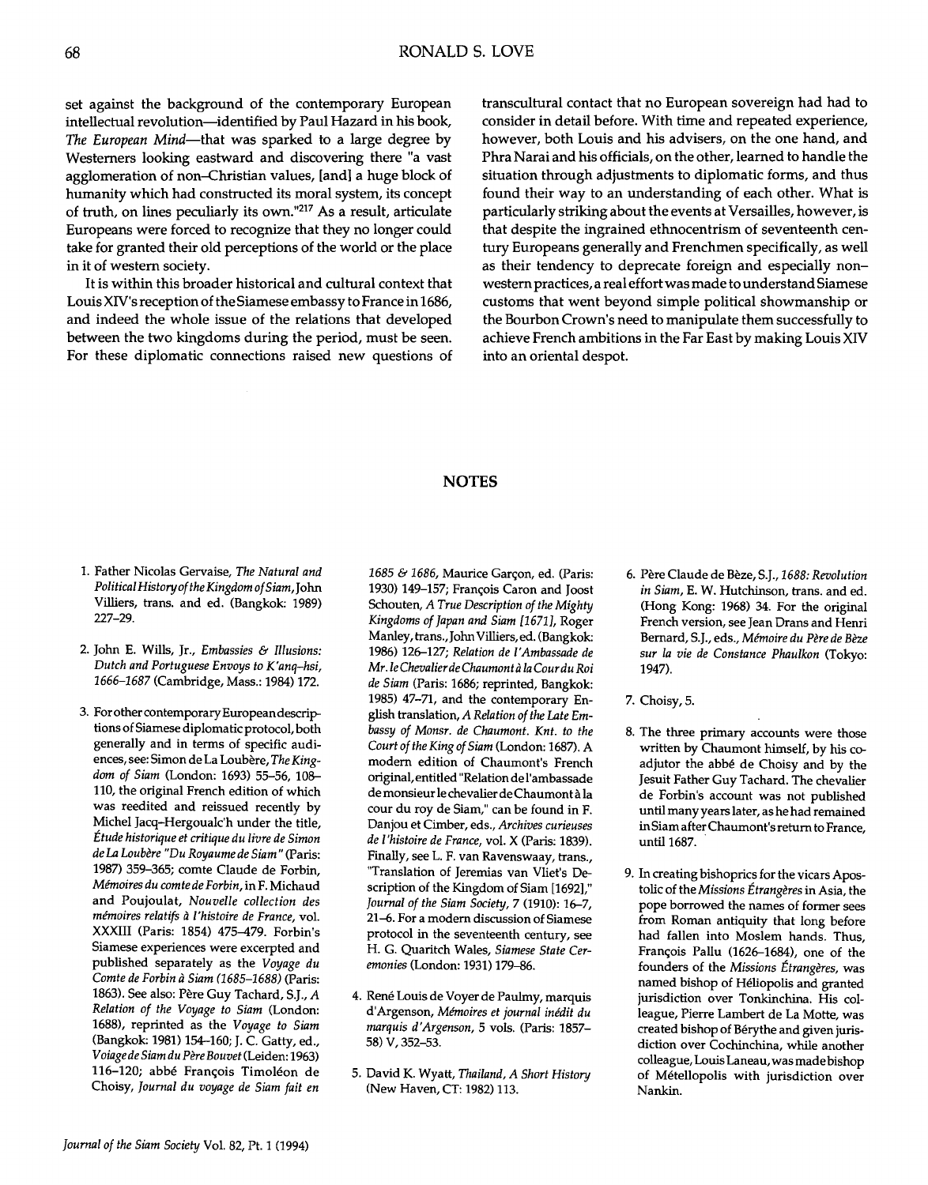set against the background of the contemporary European intellectual revolution—identified by Paul Hazard in his book, *The European Mind*—that was sparked to a large degree by Westerners looking eastward and discovering there "a vast agglomeration of non–Christian values, [and] a huge block of humanity which had constructed its moral system, its concept of truth, on lines peculiarly its own."[217] As a result, articulate Europeans were forced to recognize that they no longer could take for granted their old perceptions of the world or the place in it of western society.

It is within this broader historical and cultural context that Louis XIV's reception of the Siamese embassy to France in 1686, and indeed the whole issue of the relations that developed between the two kingdoms during the period, must be seen. For these diplomatic connections raised new questions of transcultural contact that no European sovereign had had to consider in detail before. With time and repeated experience, however, both Louis and his advisers, on the one hand, and Phra Narai and his officials, on the other, learned to handle the situation through adjustments to diplomatic forms, and thus found their way to an understanding of each other. What is particularly striking about the events at Versailles, however, is that despite the ingrained ethnocentrism of seventeenth century Europeans generally and Frenchmen specifically, as well as their tendency to deprecate foreign and especially non–western practices, a real effort was made to understand Siamese customs that went beyond simple political showmanship or the Bourbon Crown's need to manipulate them successfully to achieve French ambitions in the Far East by making Louis XIV into an oriental despot.

## NOTES

1. Father Nicolas Gervaise, *The Natural and Political History of the Kingdom of Siam*, John Villiers, trans. and ed. (Bangkok: 1989) 227–29.

2. John E. Wills, Jr., *Embassies & Illusions: Dutch and Portuguese Envoys to K'anq–hsi, 1666–1687* (Cambridge, Mass.: 1984) 172.

3. For other contemporary European descriptions of Siamese diplomatic protocol, both generally and in terms of specific audiences, see: Simon de La Loubère, *The Kingdom of Siam* (London: 1693) 55–56, 108–110, the original French edition of which was reedited and reissued recently by Michel Jacq–Hergoualc'h under the title, *Étude historique et critique du livre de Simon de La Loubère "Du Royaume de Siam"* (Paris: 1987) 359–365; comte Claude de Forbin, *Mémoires du comte de Forbin*, in F. Michaud and Poujoulat, *Nouvelle collection des mémoires relatifs à l'histoire de France*, vol. XXXIII (Paris: 1854) 475–479. Forbin's Siamese experiences were excerpted and published separately as the *Voyage du Comte de Forbin à Siam (1685–1688)* (Paris: 1863). See also: Père Guy Tachard, S.J., *A Relation of the Voyage to Siam* (London: 1688), reprinted as the *Voyage to Siam* (Bangkok: 1981) 154–160; J. C. Gatty, ed., *Voiage de Siam du Père Bouvet* (Leiden: 1963) 116–120; abbé François Timoléon de Choisy, *Journal du voyage de Siam fait en 1685 & 1686*, Maurice Garçon, ed. (Paris: 1930) 149–157; François Caron and Joost Schouten, *A True Description of the Mighty Kingdoms of Japan and Siam [1671]*, Roger Manley, trans., John Villiers, ed. (Bangkok: 1986) 126–127; *Relation de l'Ambassade de Mr. le Chevalier de Chaumont à la Cour du Roi de Siam* (Paris: 1686; reprinted, Bangkok: 1985) 47–71, and the contemporary English translation, *A Relation of the Late Embassy of Monsr. de Chaumont. Knt. to the Court of the King of Siam* (London: 1687). A modern edition of Chaumont's French original, entitled "Relation de l'ambassade de monsieur le chevalier de Chaumont à la cour du roy de Siam," can be found in F. Danjou et Cimber, eds., *Archives curieuses de l'histoire de France*, vol. X (Paris: 1839). Finally, see L. F. van Ravenswaay, trans., "Translation of Jeremias van Vliet's Description of the Kingdom of Siam [1692]," *Journal of the Siam Society*, 7 (1910): 16–7, 21–6. For a modern discussion of Siamese protocol in the seventeenth century, see H. G. Quaritch Wales, *Siamese State Ceremonies* (London: 1931) 179–86.

4. René Louis de Voyer de Paulmy, marquis d'Argenson, *Mémoires et journal inédit du marquis d'Argenson*, 5 vols. (Paris: 1857–58) V, 352–53.

5. David K. Wyatt, *Thailand, A Short History* (New Haven, CT: 1982) 113.

6. Père Claude de Bèze, S.J., *1688: Revolution in Siam*, E. W. Hutchinson, trans. and ed. (Hong Kong: 1968) 34. For the original French version, see Jean Drans and Henri Bernard, S.J., eds., *Mémoire du Père de Bèze sur la vie de Constance Phaulkon* (Tokyo: 1947).

7. Choisy, 5.

8. The three primary accounts were those written by Chaumont himself, by his coadjutor the abbé de Choisy and by the Jesuit Father Guy Tachard. The chevalier de Forbin's account was not published until many years later, as he had remained in Siam after Chaumont's return to France, until 1687.

9. In creating bishoprics for the vicars Apostolic of the *Missions Étrangères* in Asia, the pope borrowed the names of former sees from Roman antiquity that long before had fallen into Moslem hands. Thus, François Pallu (1626–1684), one of the founders of the *Missions Étrangères*, was named bishop of Héliopolis and granted jurisdiction over Tonkinchina. His colleague, Pierre Lambert de La Motte, was created bishop of Bérythe and given jurisdiction over Cochinchina, while another colleague, Louis Laneau, was made bishop of Métellopolis with jurisdiction over Nankin.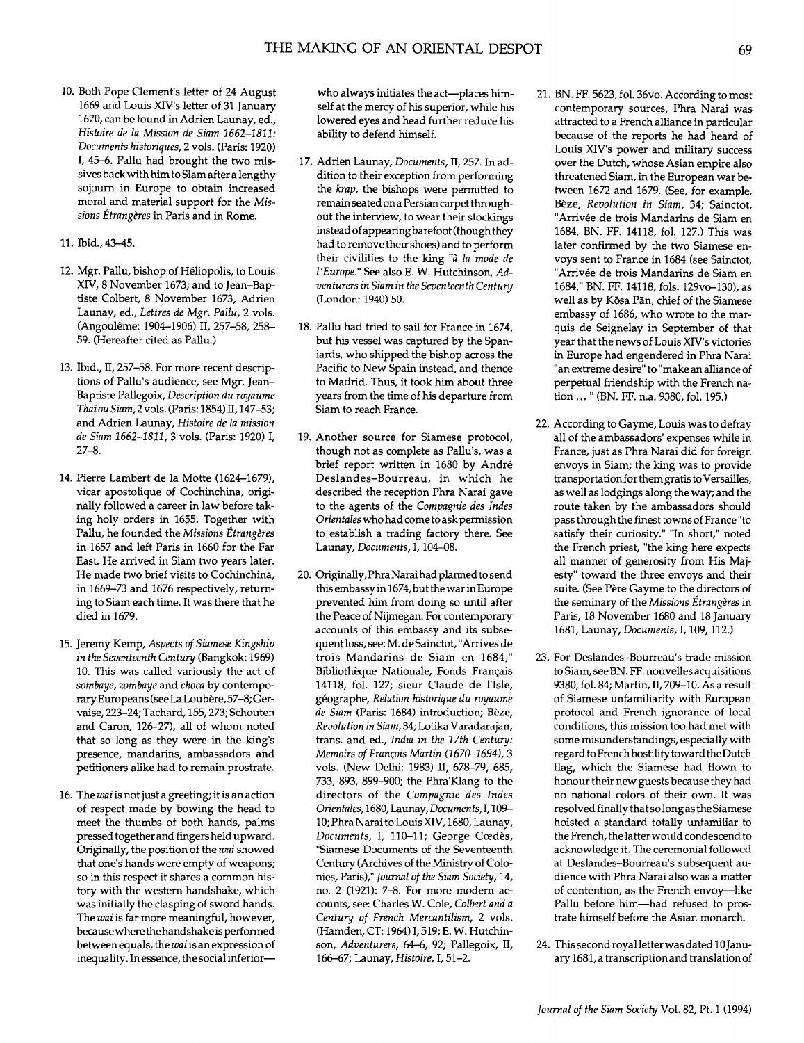10. Both Pope Clement's letter of 24 August 1669 and Louis XIV's letter of 31 January 1670, can be found in Adrien Launay, ed., *Histoire de la Mission de Siam 1662–1811: Documents historiques*, 2 vols. (Paris: 1920) I, 45–6. Pallu had brought the two missives back with him to Siam after a lengthy sojourn in Europe to obtain increased moral and material support for the *Missions Étrangères* in Paris and in Rome.

11. Ibid., 43–45.

12. Mgr. Pallu, bishop of Héliopolis, to Louis XIV, 8 November 1673; and to Jean-Baptiste Colbert, 8 November 1673, Adrien Launay, ed., *Lettres de Mgr. Pallu*, 2 vols. (Angoulême: 1904–1906) II, 257–58, 258–59. (Hereafter cited as Pallu.)

13. Ibid., II, 257–58. For more recent descriptions of Pallu's audience, see Mgr. Jean-Baptiste Pallegoix, *Description du royaume Thai ou Siam*, 2 vols. (Paris: 1854) II, 147–53; and Adrien Launay, *Histoire de la mission de Siam 1662–1811*, 3 vols. (Paris: 1920) I, 27–8.

14. Pierre Lambert de la Motte (1624–1679), vicar apostolique of Cochinchina, originally followed a career in law before taking holy orders in 1655. Together with Pallu, he founded the *Missions Étrangères* in 1657 and left Paris in 1660 for the Far East. He arrived in Siam two years later. He made two brief visits to Cochinchina, in 1669–73 and 1676 respectively, returning to Siam each time. It was there that he died in 1679.

15. Jeremy Kemp, *Aspects of Siamese Kingship in the Seventeenth Century* (Bangkok: 1969) 10. This was called variously the act of *sombaye*, *zombaye* and *choca* by contemporary Europeans (see La Loubère, 57–8; Gervaise, 223–24; Tachard, 155, 273; Schouten and Caron, 126–27), all of whom noted that so long as they were in the king's presence, mandarins, ambassadors and petitioners alike had to remain prostrate.

16. The *wai* is not just a greeting; it is an action of respect made by bowing the head to meet the thumbs of both hands, palms pressed together and fingers held upward. Originally, the position of the *wai* showed that one's hands were empty of weapons; so in this respect it shares a common history with the western handshake, which was initially the clasping of sword hands. The *wai* is far more meaningful, however, because where the handshake is performed between equals, the *wai* is an expression of inequality. In essence, the social inferior—who always initiates the act—places himself at the mercy of his superior, while his lowered eyes and head further reduce his ability to defend himself.

17. Adrien Launay, *Documents*, II, 257. In addition to their exception from performing the *krāp*, the bishops were permitted to remain seated on a Persian carpet throughout the interview, to wear their stockings instead of appearing barefoot (though they had to remove their shoes) and to perform their civilities to the king "*à la mode de l'Europe*." See also E. W. Hutchinson, *Adventurers in Siam in the Seventeenth Century* (London: 1940) 50.

18. Pallu had tried to sail for France in 1674, but his vessel was captured by the Spaniards, who shipped the bishop across the Pacific to New Spain instead, and thence to Madrid. Thus, it took him about three years from the time of his departure from Siam to reach France.

19. Another source for Siamese protocol, though not as complete as Pallu's, was a brief report written in 1680 by André Deslandes-Bourreau, in which he described the reception Phra Narai gave to the agents of the *Compagnie des Indes Orientales* who had come to ask permission to establish a trading factory there. See Launay, *Documents*, I, 104–08.

20. Originally, Phra Narai had planned to send this embassy in 1674, but the war in Europe prevented him from doing so until after the Peace of Nijmegan. For contemporary accounts of this embassy and its subsequent loss, see: M. de Sainctot, "Arrives de trois Mandarins de Siam en 1684," Bibliothèque Nationale, Fonds Français 14118, fol. 127; sieur Claude de l'Isle, géographe, *Relation historique du royaume de Siam* (Paris: 1684) introduction; Bèze, *Revolution in Siam*, 34; Lotika Varadarajan, trans. and ed., *India in the 17th Century: Memoirs of François Martin (1670–1694)*, 3 vols. (New Delhi: 1983) II, 678–79, 685, 733, 893, 899–900; the Phra'Klang to the directors of the *Compagnie des Indes Orientales*, 1680, Launay, *Documents*, I, 109–10; Phra Narai to Louis XIV, 1680, Launay, *Documents*, I, 110–11; George Cœdès, "Siamese Documents of the Seventeenth Century (Archives of the Ministry of Colonies, Paris)," *Journal of the Siam Society*, 14, no. 2 (1921): 7–8. For more modern accounts, see: Charles W. Cole, *Colbert and a Century of French Mercantilism*, 2 vols. (Hamden, CT: 1964) I, 519; E. W. Hutchinson, *Adventurers*, 64–6, 92; Pallegoix, II, 166–67; Launay, *Histoire*, I, 51–2.

21. BN. FF. 5623, fol. 36vo. According to most contemporary sources, Phra Narai was attracted to a French alliance in particular because of the reports he had heard of Louis XIV's power and military success over the Dutch, whose Asian empire also threatened Siam, in the European war between 1672 and 1679. (See, for example, Bèze, *Revolution in Siam*, 34; Sainctot, "Arrivée de trois Mandarins de Siam en 1684, BN. FF. 14118, fol. 127.) This was later confirmed by the two Siamese envoys sent to France in 1684 (see Sainctot, "Arrivée de trois Mandarins de Siam en 1684," BN. FF. 14118, fols. 129vo–130), as well as by Kōsa Pān, chief of the Siamese embassy of 1686, who wrote to the marquis de Seignelay in September of that year that the news of Louis XIV's victories in Europe had engendered in Phra Narai "an extreme desire" to "make an alliance of perpetual friendship with the French nation ... " (BN. FF. n.a. 9380, fol. 195.)

22. According to Gayme, Louis was to defray all of the ambassadors' expenses while in France, just as Phra Narai did for foreign envoys in Siam; the king was to provide transportation for them gratis to Versailles, as well as lodgings along the way; and the route taken by the ambassadors should pass through the finest towns of France "to satisfy their curiosity." "In short," noted the French priest, "the king here expects all manner of generosity from His Majesty" toward the three envoys and their suite. (See Père Gayme to the directors of the seminary of the *Missions Étrangères* in Paris, 18 November 1680 and 18 January 1681, Launay, *Documents*, I, 109, 112.)

23. For Deslandes-Bourreau's trade mission to Siam, see BN. FF. nouvelles acquisitions 9380, fol. 84; Martin, II, 709–10. As a result of Siamese unfamiliarity with European protocol and French ignorance of local conditions, this mission too had met with some misunderstandings, especially with regard to French hostility toward the Dutch flag, which the Siamese had flown to honour their new guests because they had no national colors of their own. It was resolved finally that so long as the Siamese hoisted a standard totally unfamiliar to the French, the latter would condescend to acknowledge it. The ceremonial followed at Deslandes-Bourreau's subsequent audience with Phra Narai also was a matter of contention, as the French envoy—like Pallu before him—had refused to prostrate himself before the Asian monarch.

24. This second royal letter was dated 10 January 1681, a transcription and translation of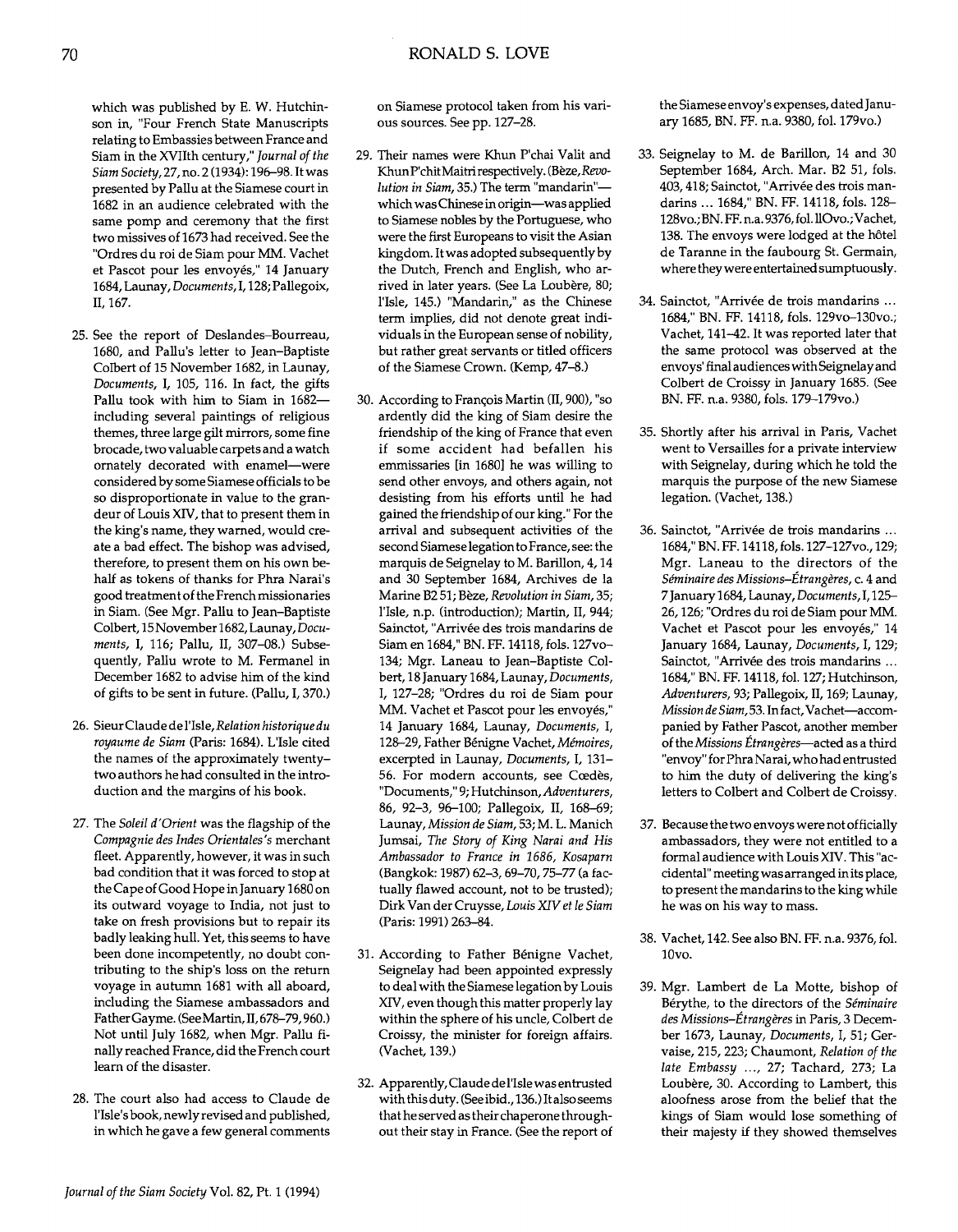which was published by E. W. Hutchinson in, "Four French State Manuscripts relating to Embassies between France and Siam in the XVIIth century," *Journal of the Siam Society*, 27, no. 2 (1934): 196–98. It was presented by Pallu at the Siamese court in 1682 in an audience celebrated with the same pomp and ceremony that the first two missives of 1673 had received. See the "Ordres du roi de Siam pour MM. Vachet et Pascot pour les envoyés," 14 January 1684, Launay, *Documents*, I, 128; Pallegoix, II, 167.

25. See the report of Deslandes-Bourreau, 1680, and Pallu's letter to Jean-Baptiste Colbert of 15 November 1682, in Launay, *Documents*, I, 105, 116. In fact, the gifts Pallu took with him to Siam in 1682—including several paintings of religious themes, three large gilt mirrors, some fine brocade, two valuable carpets and a watch ornately decorated with enamel—were considered by some Siamese officials to be so disproportionate in value to the grandeur of Louis XIV, that to present them in the king's name, they warned, would create a bad effect. The bishop was advised, therefore, to present them on his own behalf as tokens of thanks for Phra Narai's good treatment of the French missionaries in Siam. (See Mgr. Pallu to Jean-Baptiste Colbert, 15 November 1682, Launay, *Documents*, I, 116; Pallu, II, 307–08.) Subsequently, Pallu wrote to M. Fermanel in December 1682 to advise him of the kind of gifts to be sent in future. (Pallu, I, 370.)

26. Sieur Claude de l'Isle, *Relation historique du royaume de Siam* (Paris: 1684). L'Isle cited the names of the approximately twenty-two authors he had consulted in the introduction and the margins of his book.

27. The *Soleil d'Orient* was the flagship of the *Compagnie des Indes Orientales's* merchant fleet. Apparently, however, it was in such bad condition that it was forced to stop at the Cape of Good Hope in January 1680 on its outward voyage to India, not just to take on fresh provisions but to repair its badly leaking hull. Yet, this seems to have been done incompetently, no doubt contributing to the ship's loss on the return voyage in autumn 1681 with all aboard, including the Siamese ambassadors and Father Gayme. (See Martin, II, 678–79, 960.) Not until July 1682, when Mgr. Pallu finally reached France, did the French court learn of the disaster.

28. The court also had access to Claude de l'Isle's book, newly revised and published, in which he gave a few general comments on Siamese protocol taken from his various sources. See pp. 127–28.

29. Their names were Khun P'chai Valit and Khun P'chit Maitri respectively. (Bèze, *Revolution in Siam*, 35.) The term "mandarin"—which was Chinese in origin—was applied to Siamese nobles by the Portuguese, who were the first Europeans to visit the Asian kingdom. It was adopted subsequently by the Dutch, French and English, who arrived in later years. (See La Loubère, 80; l'Isle, 145.) "Mandarin," as the Chinese term implies, did not denote great individuals in the European sense of nobility, but rather great servants or titled officers of the Siamese Crown. (Kemp, 47–8.)

30. According to François Martin (II, 900), "so ardently did the king of Siam desire the friendship of the king of France that even if some accident had befallen his emmissaries [in 1680] he was willing to send other envoys, and others again, not desisting from his efforts until he had gained the friendship of our king." For the arrival and subsequent activities of the second Siamese legation to France, see: the marquis de Seignelay to M. Barillon, 4, 14 and 30 September 1684, Archives de la Marine B2 51; Bèze, *Revolution in Siam*, 35; l'Isle, n.p. (introduction); Martin, II, 944; Sainctot, "Arrivée des trois mandarins de Siam en 1684," BN. FF. 14118, fols. 127vo–134; Mgr. Laneau to Jean-Baptiste Colbert, 18 January 1684, Launay, *Documents*, I, 127–28; "Ordres du roi de Siam pour MM. Vachet et Pascot pour les envoyés," 14 January 1684, Launay, *Documents*, I, 128–29, Father Bénigne Vachet, *Mémoires*, excerpted in Launay, *Documents*, I, 131–56. For modern accounts, see Cœdès, "Documents," 9; Hutchinson, *Adventurers*, 86, 92–3, 96–100; Pallegoix, II, 168–69; Launay, *Mission de Siam*, 53; M. L. Manich Jumsai, *The Story of King Narai and His Ambassador to France in 1686, Kosaparn* (Bangkok: 1987) 62–3, 69–70, 75–77 (a factually flawed account, not to be trusted); Dirk Van der Cruysse, *Louis XIV et le Siam* (Paris: 1991) 263–84.

31. According to Father Bénigne Vachet, Seignelay had been appointed expressly to deal with the Siamese legation by Louis XIV, even though this matter properly lay within the sphere of his uncle, Colbert de Croissy, the minister for foreign affairs. (Vachet, 139.)

32. Apparently, Claude de l'Isle was entrusted with this duty. (See ibid., 136.) It also seems that he served as their chaperone throughout their stay in France. (See the report of the Siamese envoy's expenses, dated January 1685, BN. FF. n.a. 9380, fol. 179vo.)

33. Seignelay to M. de Barillon, 14 and 30 September 1684, Arch. Mar. B2 51, fols. 403, 418; Sainctot, "Arrivée des trois mandarins ... 1684," BN. FF. 14118, fols. 128–128vo.; BN. FF. n.a. 9376, fol. 11Ovo.; Vachet, 138. The envoys were lodged at the hôtel de Taranne in the faubourg St. Germain, where they were entertained sumptuously.

34. Sainctot, "Arrivée de trois mandarins ... 1684," BN. FF. 14118, fols. 129vo–130vo.; Vachet, 141–42. It was reported later that the same protocol was observed at the envoys' final audiences with Seignelay and Colbert de Croissy in January 1685. (See BN. FF. n.a. 9380, fols. 179–179vo.)

35. Shortly after his arrival in Paris, Vachet went to Versailles for a private interview with Seignelay, during which he told the marquis the purpose of the new Siamese legation. (Vachet, 138.)

36. Sainctot, "Arrivée de trois mandarins ... 1684," BN. FF. 14118, fols. 127–127vo., 129; Mgr. Laneau to the directors of the *Séminaire des Missions-Étrangères*, c. 4 and 7 January 1684, Launay, *Documents*, I, 125–26, 126; "Ordres du roi de Siam pour MM. Vachet et Pascot pour les envoyés," 14 January 1684, Launay, *Documents*, I, 129; Sainctot, "Arrivée des trois mandarins ... 1684," BN. FF. 14118, fol. 127; Hutchinson, *Adventurers*, 93; Pallegoix, II, 169; Launay, *Mission de Siam*, 53. In fact, Vachet—accompanied by Father Pascot, another member of the *Missions Étrangères*—acted as a third "envoy" for Phra Narai, who had entrusted to him the duty of delivering the king's letters to Colbert and Colbert de Croissy.

37. Because the two envoys were not officially ambassadors, they were not entitled to a formal audience with Louis XIV. This "accidental" meeting was arranged in its place, to present the mandarins to the king while he was on his way to mass.

38. Vachet, 142. See also BN. FF. n.a. 9376, fol. 10vo.

39. Mgr. Lambert de La Motte, bishop of Bérythe, to the directors of the *Séminaire des Missions-Étrangères* in Paris, 3 December 1673, Launay, *Documents*, I, 51; Gervaise, 215, 223; Chaumont, *Relation of the late Embassy ...*, 27; Tachard, 273; La Loubère, 30. According to Lambert, this aloofness arose from the belief that the kings of Siam would lose something of their majesty if they showed themselves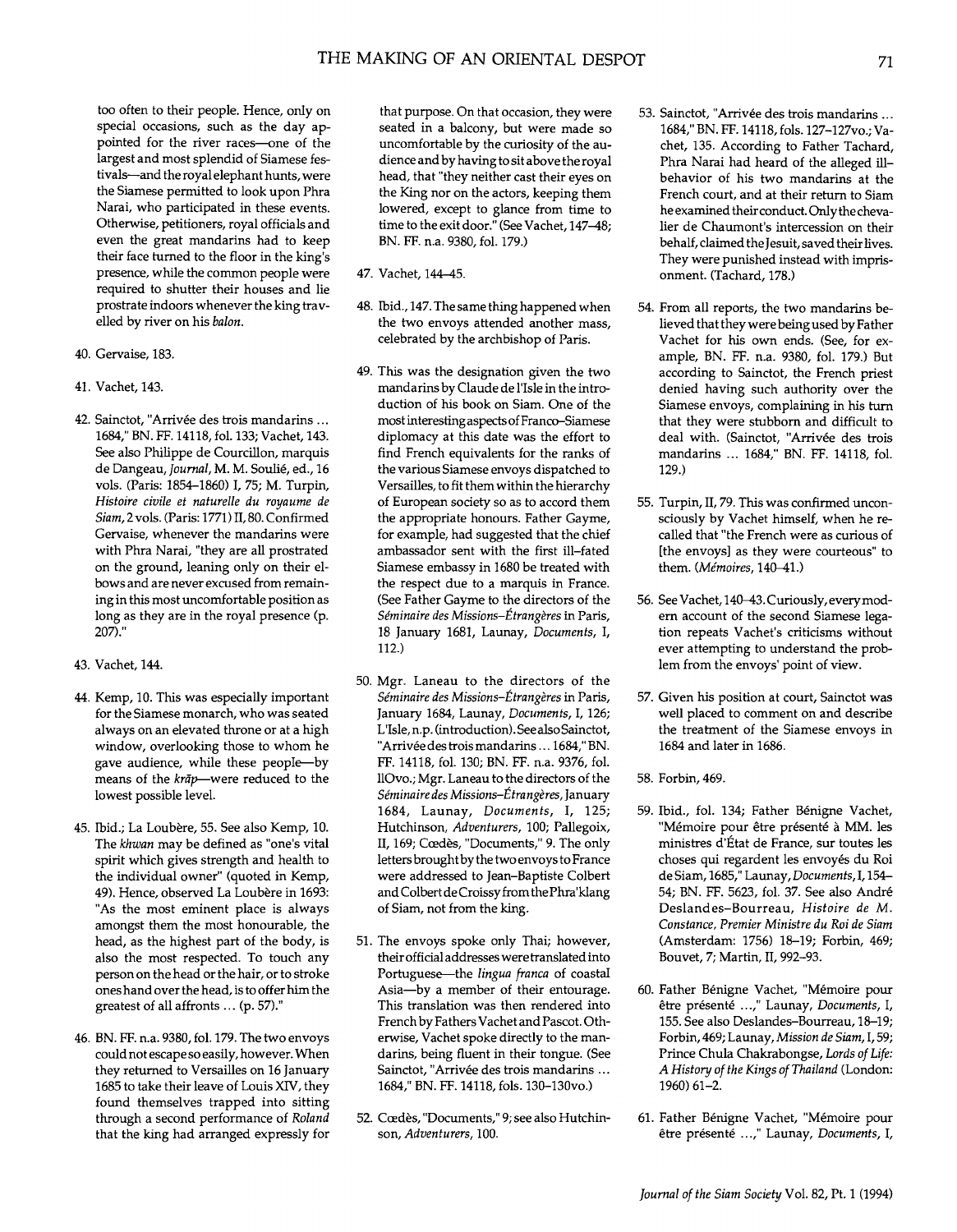too often to their people. Hence, only on special occasions, such as the day appointed for the river races—one of the largest and most splendid of Siamese festivals—and the royal elephant hunts, were the Siamese permitted to look upon Phra Narai, who participated in these events. Otherwise, petitioners, royal officials and even the great mandarins had to keep their face turned to the floor in the king's presence, while the common people were required to shutter their houses and lie prostrate indoors whenever the king travelled by river on his *balon*.

40. Gervaise, 183.

41. Vachet, 143.

42. Sainctot, "Arrivée des trois mandarins ... 1684," BN. FF. 14118, fol. 133; Vachet, 143. See also Philippe de Courcillon, marquis de Dangeau, *Journal*, M. M. Soulié, ed., 16 vols. (Paris: 1854–1860) I, 75; M. Turpin, *Histoire civile et naturelle du royaume de Siam*, 2 vols. (Paris: 1771) II, 80. Confirmed Gervaise, whenever the mandarins were with Phra Narai, "they are all prostrated on the ground, leaning only on their elbows and are never excused from remaining in this most uncomfortable position as long as they are in the royal presence (p. 207)."

43. Vachet, 144.

44. Kemp, 10. This was especially important for the Siamese monarch, who was seated always on an elevated throne or at a high window, overlooking those to whom he gave audience, while these people—by means of the *krāp*—were reduced to the lowest possible level.

45. Ibid.; La Loubère, 55. See also Kemp, 10. The *khwan* may be defined as "one's vital spirit which gives strength and health to the individual owner" (quoted in Kemp, 49). Hence, observed La Loubère in 1693: "As the most eminent place is always amongst them the most honourable, the head, as the highest part of the body, is also the most respected. To touch any person on the head or the hair, or to stroke ones hand over the head, is to offer him the greatest of all affronts ... (p. 57)."

46. BN. FF. n.a. 9380, fol. 179. The two envoys could not escape so easily, however. When they returned to Versailles on 16 January 1685 to take their leave of Louis XIV, they found themselves trapped into sitting through a second performance of *Roland* that the king had arranged expressly for that purpose. On that occasion, they were seated in a balcony, but were made so uncomfortable by the curiosity of the audience and by having to sit above the royal head, that "they neither cast their eyes on the King nor on the actors, keeping them lowered, except to glance from time to time to the exit door." (See Vachet, 147–48; BN. FF. n.a. 9380, fol. 179.)

47. Vachet, 144–45.

48. Ibid., 147. The same thing happened when the two envoys attended another mass, celebrated by the archbishop of Paris.

49. This was the designation given the two mandarins by Claude de l'Isle in the introduction of his book on Siam. One of the most interesting aspects of Franco–Siamese diplomacy at this date was the effort to find French equivalents for the ranks of the various Siamese envoys dispatched to Versailles, to fit them within the hierarchy of European society so as to accord them the appropriate honours. Father Gayme, for example, had suggested that the chief ambassador sent with the first ill–fated Siamese embassy in 1680 be treated with the respect due to a marquis in France. (See Father Gayme to the directors of the *Séminaire des Missions–Étrangères* in Paris, 18 January 1681, Launay, *Documents*, I, 112.)

50. Mgr. Laneau to the directors of the *Séminaire des Missions–Étrangères* in Paris, January 1684, Launay, *Documents*, I, 126; L'Isle, n.p. (introduction). See also Sainctot, "Arrivée des trois mandarins ... 1684," BN. FF. 14118, fol. 130; BN. FF. n.a. 9376, fol. 110vo.; Mgr. Laneau to the directors of the *Séminaire des Missions–Étrangères*, January 1684, Launay, *Documents*, I, 125; Hutchinson, *Adventurers*, 100; Pallegoix, II, 169; Cœdès, "Documents," 9. The only letters brought by the two envoys to France were addressed to Jean–Baptiste Colbert and Colbert de Croissy from the Phra'klang of Siam, not from the king.

51. The envoys spoke only Thai; however, their official addresses were translated into Portuguese—the *lingua franca* of coastal Asia—by a member of their entourage. This translation was then rendered into French by Fathers Vachet and Pascot. Otherwise, Vachet spoke directly to the mandarins, being fluent in their tongue. (See Sainctot, "Arrivée des trois mandarins ... 1684," BN. FF. 14118, fols. 130–130vo.)

52. Cœdès, "Documents," 9; see also Hutchinson, *Adventurers*, 100.

53. Sainctot, "Arrivée des trois mandarins ... 1684," BN. FF. 14118, fols. 127–127vo.; Vachet, 135. According to Father Tachard, Phra Narai had heard of the alleged ill–behavior of his two mandarins at the French court, and at their return to Siam he examined their conduct. Only the chevalier de Chaumont's intercession on their behalf, claimed the Jesuit, saved their lives. They were punished instead with imprisonment. (Tachard, 178.)

54. From all reports, the two mandarins believed that they were being used by Father Vachet for his own ends. (See, for example, BN. FF. n.a. 9380, fol. 179.) But according to Sainctot, the French priest denied having such authority over the Siamese envoys, complaining in his turn that they were stubborn and difficult to deal with. (Sainctot, "Arrivée des trois mandarins ... 1684," BN. FF. 14118, fol. 129.)

55. Turpin, II, 79. This was confirmed unconsciously by Vachet himself, when he recalled that "the French were as curious of [the envoys] as they were courteous" to them. (*Mémoires*, 140–41.)

56. See Vachet, 140–43. Curiously, every modern account of the second Siamese legation repeats Vachet's criticisms without ever attempting to understand the problem from the envoys' point of view.

57. Given his position at court, Sainctot was well placed to comment on and describe the treatment of the Siamese envoys in 1684 and later in 1686.

58. Forbin, 469.

59. Ibid., fol. 134; Father Bénigne Vachet, "Mémoire pour être présenté à MM. les ministres d'État de France, sur toutes les choses qui regardent les envoyés du Roi de Siam, 1685," Launay, *Documents*, I, 154–54; BN. FF. 5623, fol. 37. See also André Deslandes–Bourreau, *Histoire de M. Constance, Premier Ministre du Roi de Siam* (Amsterdam: 1756) 18–19; Forbin, 469; Bouvet, 7; Martin, II, 992–93.

60. Father Bénigne Vachet, "Mémoire pour être présenté ...," Launay, *Documents*, I, 155. See also Deslandes–Bourreau, 18–19; Forbin, 469; Launay, *Mission de Siam*, I, 59; Prince Chula Chakrabongse, *Lords of Life: A History of the Kings of Thailand* (London: 1960) 61–2.

61. Father Bénigne Vachet, "Mémoire pour être présenté ...," Launay, *Documents*, I,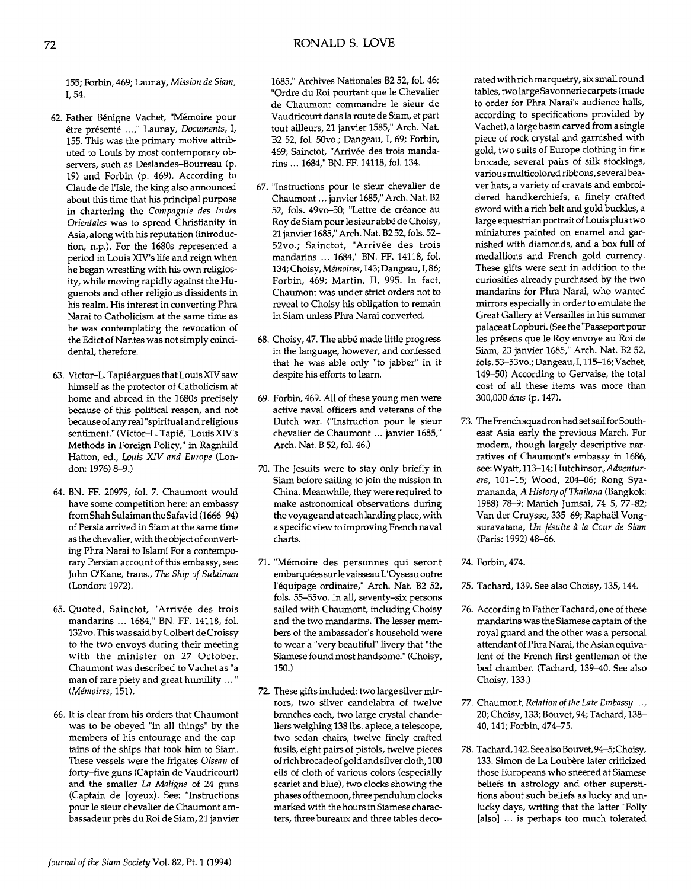155; Forbin, 469; Launay, *Mission de Siam*, I, 54.

62. Father Bénigne Vachet, "Mémoire pour être présenté ...," Launay, *Documents*, I, 155. This was the primary motive attributed to Louis by most contemporary observers, such as Deslandes-Bourreau (p. 19) and Forbin (p. 469). According to Claude de l'Isle, the king also announced about this time that his principal purpose in chartering the *Compagnie des Indes Orientales* was to spread Christianity in Asia, along with his reputation (introduction, n.p.). For the 1680s represented a period in Louis XIV's life and reign when he began wrestling with his own religiosity, while moving rapidly against the Huguenots and other religious dissidents in his realm. His interest in converting Phra Narai to Catholicism at the same time as he was contemplating the revocation of the Edict of Nantes was not simply coincidental, therefore.

63. Victor-L. Tapié argues that Louis XIV saw himself as the protector of Catholicism at home and abroad in the 1680s precisely because of this political reason, and not because of any real "spiritual and religious sentiment." (Victor-L. Tapié, "Louis XIV's Methods in Foreign Policy," in Ragnhild Hatton, ed., *Louis XIV and Europe* (London: 1976) 8-9.)

64. BN. FF. 20979, fol. 7. Chaumont would have some competition here: an embassy from Shah Sulaiman the Safavid (1666-94) of Persia arrived in Siam at the same time as the chevalier, with the object of converting Phra Narai to Islam! For a contemporary Persian account of this embassy, see: John O'Kane, trans., *The Ship of Sulaiman* (London: 1972).

65. Quoted, Sainctot, "Arrivée des trois mandarins ... 1684," BN. FF. 14118, fol. 132vo. This was said by Colbert de Croissy to the two envoys during their meeting with the minister on 27 October. Chaumont was described to Vachet as "a man of rare piety and great humility ... " (*Mémoires*, 151).

66. It is clear from his orders that Chaumont was to be obeyed "in all things" by the members of his entourage and the captains of the ships that took him to Siam. These vessels were the frigates *Oiseau* of forty-five guns (Captain de Vaudricourt) and the smaller *La Maligne* of 24 guns (Captain de Joyeux). See: "Instructions pour le sieur chevalier de Chaumont ambassadeur près du Roi de Siam, 21 janvier 1685," Archives Nationales B2 52, fol. 46; "Ordre du Roi pourtant que le Chevalier de Chaumont commandre le sieur de Vaudricourt dans la route de Siam, et part tout ailleurs, 21 janvier 1585," Arch. Nat. B2 52, fol. 50vo.; Dangeau, I, 69; Forbin, 469; Sainctot, "Arrivée des trois mandarins ... 1684," BN. FF. 14118, fol. 134.

67. "Instructions pour le sieur chevalier de Chaumont ... janvier 1685," Arch. Nat. B2 52, fols. 49vo-50; "Lettre de créance au Roy de Siam pour le sieur abbé de Choisy, 21 janvier 1685," Arch. Nat. B2 52, fols. 52-52vo.; Sainctot, "Arrivée des trois mandarins ... 1684," BN. FF. 14118, fol. 134; Choisy, *Mémoires*, 143; Dangeau, I, 86; Forbin, 469; Martin, II, 995. In fact, Chaumont was under strict orders not to reveal to Choisy his obligation to remain in Siam unless Phra Narai converted.

68. Choisy, 47. The abbé made little progress in the language, however, and confessed that he was able only "to jabber" in it despite his efforts to learn.

69. Forbin, 469. All of these young men were active naval officers and veterans of the Dutch war. ("Instruction pour le sieur chevalier de Chaumont ... janvier 1685," Arch. Nat. B 52, fol. 46.)

70. The Jesuits were to stay only briefly in Siam before sailing to join the mission in China. Meanwhile, they were required to make astronomical observations during the voyage and at each landing place, with a specific view to improving French naval charts.

71. "Mémoire des personnes qui seront embarquées sur le vaisseau L'Oyseau outre l'équipage ordinaire," Arch. Nat. B2 52, fols. 55-55vo. In all, seventy-six persons sailed with Chaumont, including Choisy and the two mandarins. The lesser members of the ambassador's household were to wear a "very beautiful" livery that "the Siamese found most handsome." (Choisy, 150.)

72. These gifts included: two large silver mirrors, two silver candelabra of twelve branches each, two large crystal chandeliers weighing 138 lbs. apiece, a telescope, two sedan chairs, twelve finely crafted fusils, eight pairs of pistols, twelve pieces of rich brocade of gold and silver cloth, 100 ells of cloth of various colors (especially scarlet and blue), two clocks showing the phases of the moon, three pendulum clocks marked with the hours in Siamese characters, three bureaux and three tables decorated with rich marquetry, six small round tables, two large Savonnerie carpets (made to order for Phra Narai's audience halls, according to specifications provided by Vachet), a large basin carved from a single piece of rock crystal and garnished with gold, two suits of Europe clothing in fine brocade, several pairs of silk stockings, various multicolored ribbons, several beaver hats, a variety of cravats and embroidered handkerchiefs, a finely crafted sword with a rich belt and gold buckles, a large equestrian portrait of Louis plus two miniatures painted on enamel and garnished with diamonds, and a box full of medallions and French gold currency. These gifts were sent in addition to the curiosities already purchased by the two mandarins for Phra Narai, who wanted mirrors especially in order to emulate the Great Gallery at Versailles in his summer palace at Lopburi. (See the "Passeport pour les présens que le Roy envoye au Roi de Siam, 23 janvier 1685," Arch. Nat. B2 52, fols. 53-53vo.; Dangeau, I, 115-16; Vachet, 149-50) According to Gervaise, the total cost of all these items was more than 300,000 *écus* (p. 147).

73. The French squadron had set sail for Southeast Asia early the previous March. For modern, though largely descriptive narratives of Chaumont's embassy in 1686, see: Wyatt, 113-14; Hutchinson, *Adventurers*, 101-15; Wood, 204-06; Rong Syamananda, *A History of Thailand* (Bangkok: 1988) 78-9; Manich Jumsai, 74-5, 77-82; Van der Cruysse, 335-69; Raphaël Vongsuravatana, *Un jésuite à la Cour de Siam* (Paris: 1992) 48-66.

74. Forbin, 474.

75. Tachard, 139. See also Choisy, 135, 144.

76. According to Father Tachard, one of these mandarins was the Siamese captain of the royal guard and the other was a personal attendant of Phra Narai, the Asian equivalent of the French first gentleman of the bed chamber. (Tachard, 139-40. See also Choisy, 133.)

77. Chaumont, *Relation of the Late Embassy ...*, 20; Choisy, 133; Bouvet, 94; Tachard, 138-40, 141; Forbin, 474-75.

78. Tachard, 142. See also Bouvet, 94-5; Choisy, 133. Simon de La Loubère later criticized those Europeans who sneered at Siamese beliefs in astrology and other superstitions about such beliefs as lucky and unlucky days, writing that the latter "Folly [also] ... is perhaps too much tolerated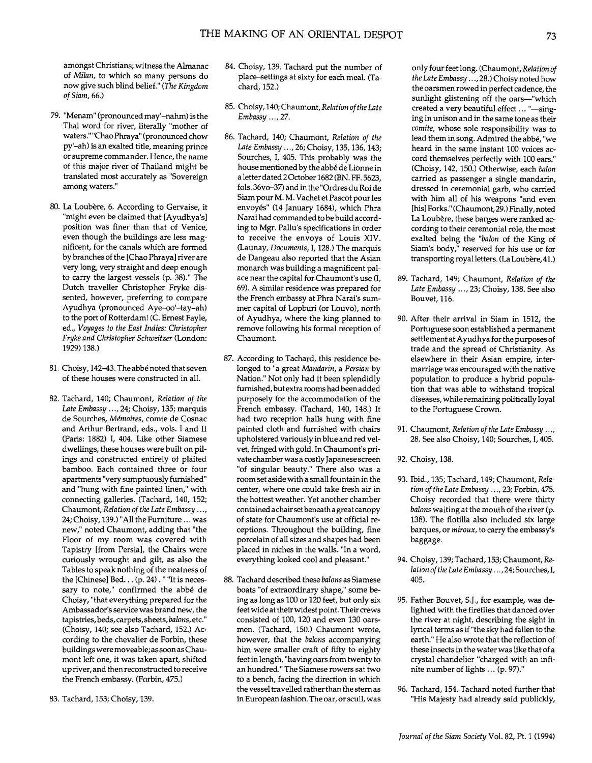amongst Christians; witness the Almanac of *Milan*, to which so many persons do now give such blind belief." (*The Kingdom of Siam*, 66.)

79. "Menam" (pronounced may'–nahm) is the Thai word for river, literally "mother of waters." "Chao Phraya" (pronounced chow py'–ah) is an exalted title, meaning prince or supreme commander. Hence, the name of this major river of Thailand might be translated most accurately as "Sovereign among waters."

80. La Loubère, 6. According to Gervaise, it "might even be claimed that [Ayudhya's] position was finer than that of Venice, even though the buildings are less magnificent, for the canals which are formed by branches of the [Chao Phraya] river are very long, very straight and deep enough to carry the largest vessels (p. 38)." The Dutch traveller Christopher Fryke dissented, however, preferring to compare Ayudhya (pronounced Aye–oo'–tay–ah) to the port of Rotterdam! (C. Ernest Fayle, ed., *Voyages to the East Indies: Christopher Fryke and Christopher Schweitzer* (London: 1929) 138.)

81. Choisy, 142–43. The abbé noted that seven of these houses were constructed in all.

82. Tachard, 140; Chaumont, *Relation of the Late Embassy ...*, 24; Choisy, 135; marquis de Sourches, *Mémoires*, comte de Cosnac and Arthur Bertrand, eds., vols. I and II (Paris: 1882) I, 404. Like other Siamese dwellings, these houses were built on pilings and constructed entirely of plaited bamboo. Each contained three or four apartments "very sumptuously furnished" and "hung with fine painted linen," with connecting galleries. (Tachard, 140, 152; Chaumont, *Relation of the Late Embassy ...*, 24; Choisy, 139.) "All the Furniture ... was new," noted Chaumont, adding that "the Floor of my room was covered with Tapistry [from Persia], the Chairs were curiously wrought and gilt, as also the Tables to speak nothing of the neatness of the [Chinese] Bed... (p. 24)." "It is necessary to note," confirmed the abbé de Choisy, "that everything prepared for the Ambassador's service was brand new, the tapistries, beds, carpets, sheets, *balons*, etc." (Choisy, 140; see also Tachard, 152.) According to the chevalier de Forbin, these buildings were moveable; as soon as Chaumont left one, it was taken apart, shifted up river, and then reconstructed to receive the French embassy. (Forbin, 475.)

83. Tachard, 153; Choisy, 139.

84. Choisy, 139. Tachard put the number of place–settings at sixty for each meal. (Tachard, 152.)

85. Choisy, 140; Chaumont, *Relation of the Late Embassy ...*, 27.

86. Tachard, 140; Chaumont, *Relation of the Late Embassy ...*, 26; Choisy, 135, 136, 143; Sourches, I, 405. This probably was the house mentioned by the abbé de Lionne in a letter dated 2 October 1682 (BN. FF. 5623, fols. 36vo–37) and in the "Ordres du Roi de Siam pour M. M. Vachet et Pascot pour les envoyés" (14 January 1684), which Phra Narai had commanded to be build according to Mgr. Pallu's specifications in order to receive the envoys of Louis XIV. (Launay, *Documents*, I, 128.) The marquis de Dangeau also reported that the Asian monarch was building a magnificent palace near the capital for Chaumont's use (I, 69). A similar residence was prepared for the French embassy at Phra Narai's summer capital of Lopburi (or Louvo), north of Ayudhya, where the king planned to remove following his formal reception of Chaumont.

87. According to Tachard, this residence belonged to "a great *Mandarin*, a *Persian* by Nation." Not only had it been splendidly furnished, but extra rooms had been added purposely for the accommodation of the French embassy. (Tachard, 140, 148.) It had two reception halls hung with fine painted cloth and furnished with chairs upholstered variously in blue and red velvet, fringed with gold. In Chaumont's private chamber was a costly Japanese screen "of singular beauty." There also was a room set aside with a small fountain in the center, where one could take fresh air in the hottest weather. Yet another chamber contained a chair set beneath a great canopy of state for Chaumont's use at official receptions. Throughout the building, fine porcelain of all sizes and shapes had been placed in niches in the walls. "In a word, everything looked cool and pleasant."

88. Tachard described these *balons* as Siamese boats "of extraordinary shape," some being as long as 100 or 120 feet, but only six feet wide at their widest point. Their crews consisted of 100, 120 and even 130 oarsmen. (Tachard, 150.) Chaumont wrote, however, that the *balons* accompanying him were smaller craft of fifty to eighty feet in length, "having oars from twenty to an hundred." The Siamese rowers sat two to a bench, facing the direction in which the vessel travelled rather than the stern as in European fashion. The oar, or scull, was only four feet long. (Chaumont, *Relation of the Late Embassy ...*, 28.) Choisy noted how the oarsmen rowed in perfect cadence, the sunlight glistening off the oars—"which created a very beautiful effect ... "—singing in unison and in the same tone as their *comite*, whose sole responsibility was to lead them in song. Admired the abbé, "we heard in the same instant 100 voices accord themselves perfectly with 100 ears." (Choisy, 142, 150.) Otherwise, each *balon* carried as passenger a single mandarin, dressed in ceremonial garb, who carried with him all of his weapons "and even [his] Forks." (Chaumont, 29.) Finally, noted La Loubère, these barges were ranked according to their ceremonial role, the most exalted being the "*balon* of the King of Siam's body," reserved for his use or for transporting royal letters. (La Loubère, 41.)

89. Tachard, 149; Chaumont, *Relation of the Late Embassy ...*, 23; Choisy, 138. See also Bouvet, 116.

90. After their arrival in Siam in 1512, the Portuguese soon established a permanent settlement at Ayudhya for the purposes of trade and the spread of Christianity. As elsewhere in their Asian empire, intermarriage was encouraged with the native population to produce a hybrid population that was able to withstand tropical diseases, while remaining politically loyal to the Portuguese Crown.

91. Chaumont, *Relation of the Late Embassy ...*, 28. See also Choisy, 140; Sourches, I, 405.

92. Choisy, 138.

93. Ibid., 135; Tachard, 149; Chaumont, *Relation of the Late Embassy ...*, 23; Forbin, 475. Choisy recorded that there were thirty *balons* waiting at the mouth of the river (p. 138). The flotilla also included six large barques, or *miroux*, to carry the embassy's baggage.

94. Choisy, 139; Tachard, 153; Chaumont, *Relation of the Late Embassy ...*, 24; Sourches, I, 405.

95. Father Bouvet, S.J., for example, was delighted with the fireflies that danced over the river at night, describing the sight in lyrical terms as if "the sky had fallen to the earth." He also wrote that the reflection of these insects in the water was like that of a crystal chandelier "charged with an infinite number of lights ... (p. 97)."

96. Tachard, 154. Tachard noted further that "His Majesty had already said publickly,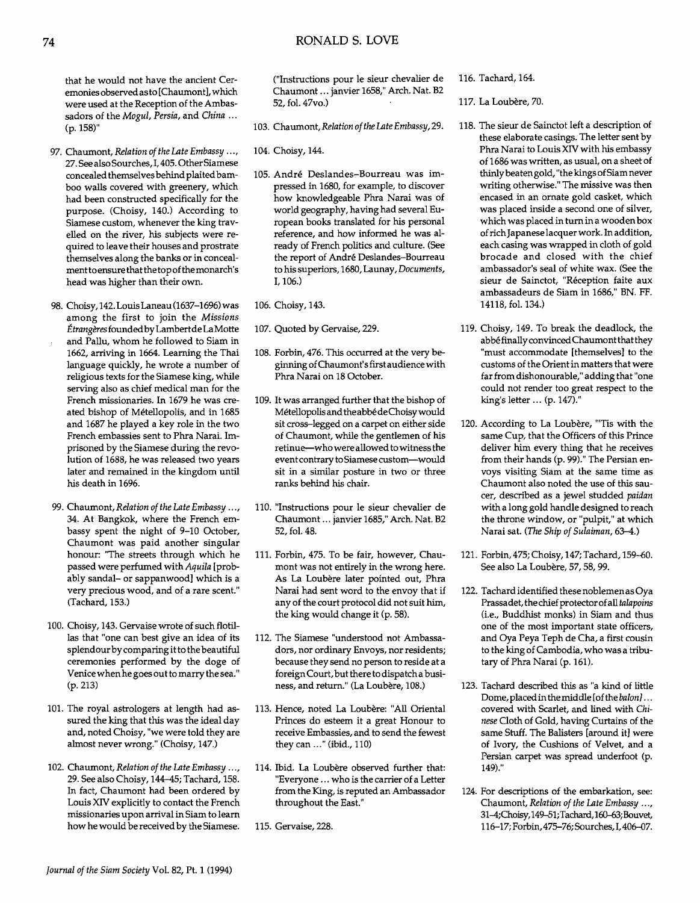that he would not have the ancient Ceremonies observed as to [Chaumont], which were used at the Reception of the Ambassadors of the *Mogul*, *Persia*, and *China* ... (p. 158)"

97. Chaumont, *Relation of the Late Embassy* ..., 27. See also Sourches, I, 405. Other Siamese concealed themselves behind plaited bamboo walls covered with greenery, which had been constructed specifically for the purpose. (Choisy, 140.) According to Siamese custom, whenever the king travelled on the river, his subjects were required to leave their houses and prostrate themselves along the banks or in concealment to ensure that the top of the monarch's head was higher than their own.

98. Choisy, 142. Louis Laneau (1637–1696) was among the first to join the *Missions Étrangères* founded by Lambert de La Motte and Pallu, whom he followed to Siam in 1662, arriving in 1664. Learning the Thai language quickly, he wrote a number of religious texts for the Siamese king, while serving also as chief medical man for the French missionaries. In 1679 he was created bishop of Métellopolis, and in 1685 and 1687 he played a key role in the two French embassies sent to Phra Narai. Imprisoned by the Siamese during the revolution of 1688, he was released two years later and remained in the kingdom until his death in 1696.

99. Chaumont, *Relation of the Late Embassy* ..., 34. At Bangkok, where the French embassy spent the night of 9–10 October, Chaumont was paid another singular honour: "The streets through which he passed were perfumed with *Aquila* [probably sandal- or sappanwood] which is a very precious wood, and of a rare scent." (Tachard, 153.)

100. Choisy, 143. Gervaise wrote of such flotillas that "one can best give an idea of its splendour by comparing it to the beautiful ceremonies performed by the doge of Venice when he goes out to marry the sea." (p. 213)

101. The royal astrologers at length had assured the king that this was the ideal day and, noted Choisy, "we were told they are almost never wrong." (Choisy, 147.)

102. Chaumont, *Relation of the Late Embassy* ..., 29. See also Choisy, 144–45; Tachard, 158. In fact, Chaumont had been ordered by Louis XIV explicitly to contact the French missionaries upon arrival in Siam to learn how he would be received by the Siamese. ("Instructions pour le sieur chevalier de Chaumont ... janvier 1658," Arch. Nat. B2 52, fol. 47vo.)

103. Chaumont, *Relation of the Late Embassy*, 29.

104. Choisy, 144.

105. André Deslandes-Bourreau was impressed in 1680, for example, to discover how knowledgeable Phra Narai was of world geography, having had several European books translated for his personal reference, and how informed he was already of French politics and culture. (See the report of André Deslandes-Bourreau to his superiors, 1680, Launay, *Documents*, I, 106.)

106. Choisy, 143.

107. Quoted by Gervaise, 229.

108. Forbin, 476. This occurred at the very beginning of Chaumont's first audience with Phra Narai on 18 October.

109. It was arranged further that the bishop of Métellopolis and the abbé de Choisy would sit cross-legged on a carpet on either side of Chaumont, while the gentlemen of his retinue—who were allowed to witness the event contrary to Siamese custom—would sit in a similar posture in two or three ranks behind his chair.

110. "Instructions pour le sieur chevalier de Chaumont ... janvier 1685," Arch. Nat. B2 52, fol. 48.

111. Forbin, 475. To be fair, however, Chaumont was not entirely in the wrong here. As La Loubère later pointed out, Phra Narai had sent word to the envoy that if any of the court protocol did not suit him, the king would change it (p. 58).

112. The Siamese "understood not Ambassadors, nor ordinary Envoys, nor residents; because they send no person to reside at a foreign Court, but there to dispatch a business, and return." (La Loubère, 108.)

113. Hence, noted La Loubère: "All Oriental Princes do esteem it a great Honour to receive Embassies, and to send the fewest they can ..." (ibid., 110)

114. Ibid. La Loubère observed further that: "Everyone ... who is the carrier of a Letter from the King, is reputed an Ambassador throughout the East."

115. Gervaise, 228.

116. Tachard, 164.

117. La Loubère, 70.

118. The sieur de Sainctot left a description of these elaborate casings. The letter sent by Phra Narai to Louis XIV with his embassy of 1686 was written, as usual, on a sheet of thinly beaten gold, "the kings of Siam never writing otherwise." The missive was then encased in an ornate gold casket, which was placed inside a second one of silver, which was placed in turn in a wooden box of rich Japanese lacquer work. In addition, each casing was wrapped in cloth of gold brocade and closed with the chief ambassador's seal of white wax. (See the sieur de Sainctot, "Réception faite aux ambassadeurs de Siam in 1686," BN. FF. 14118, fol. 134.)

119. Choisy, 149. To break the deadlock, the abbé finally convinced Chaumont that they "must accommodate [themselves] to the customs of the Orient in matters that were far from dishonourable," adding that "one could not render too great respect to the king's letter ... (p. 147)."

120. According to La Loubère, "'Tis with the same Cup, that the Officers of this Prince deliver him every thing that he receives from their hands (p. 99)." The Persian envoys visiting Siam at the same time as Chaumont also noted the use of this saucer, described as a jewel studded *paidan* with a long gold handle designed to reach the throne window, or "pulpit," at which Narai sat. (*The Ship of Sulaiman*, 63–4.)

121. Forbin, 475; Choisy, 147; Tachard, 159–60. See also La Loubère, 57, 58, 99.

122. Tachard identified these noblemen as Oya Prassadet, the chief protector of all *talapoins* (i.e., Buddhist monks) in Siam and thus one of the most important state officers, and Oya Peya Teph de Cha, a first cousin to the king of Cambodia, who was a tributary of Phra Narai (p. 161).

123. Tachard described this as "a kind of little Dome, placed in the middle [of the *balon*] ... covered with Scarlet, and lined with *Chinese* Cloth of Gold, having Curtains of the same Stuff. The Balisters [around it] were of Ivory, the Cushions of Velvet, and a Persian carpet was spread underfoot (p. 149)."

124. For descriptions of the embarkation, see: Chaumont, *Relation of the Late Embassy* ..., 31–4; Choisy, 149–51; Tachard, 160–63; Bouvet, 116–17; Forbin, 475–76; Sourches, I, 406–07.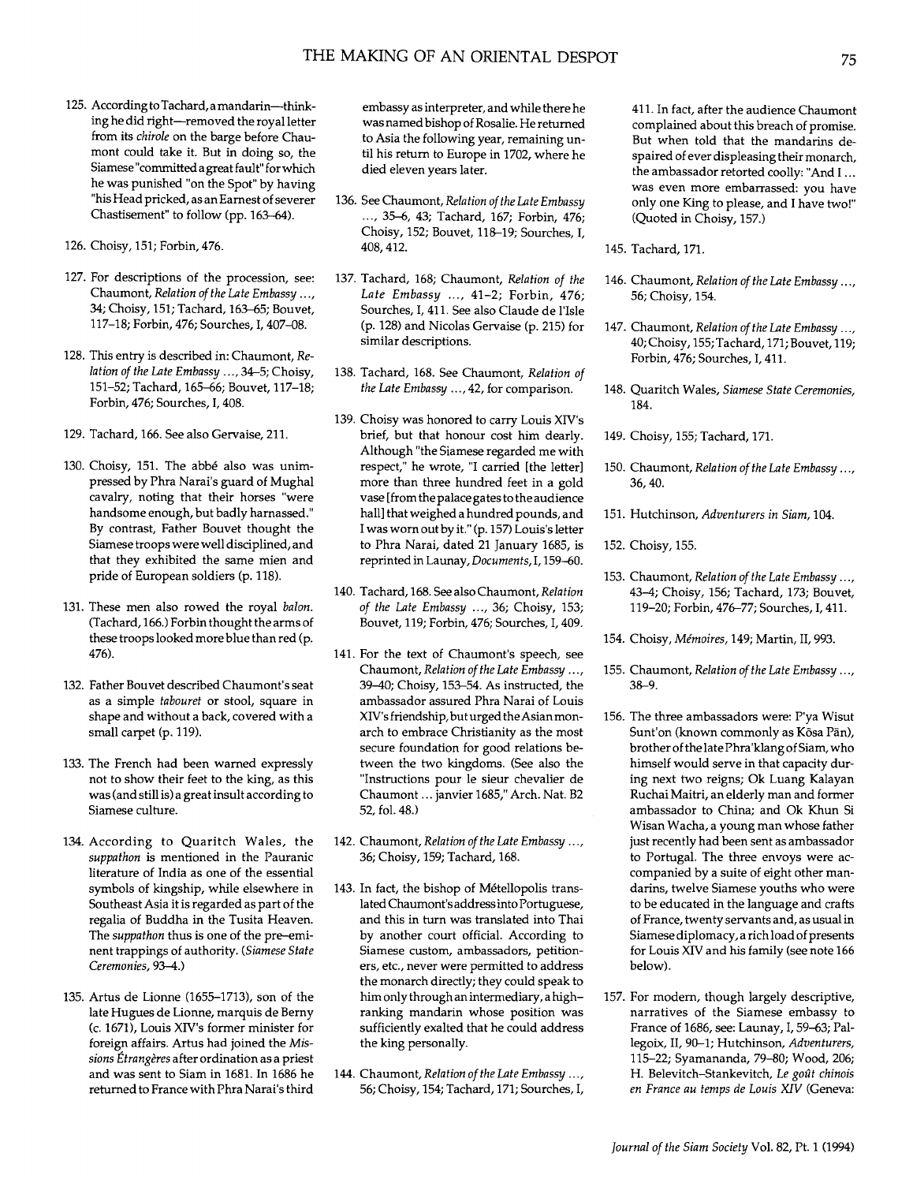125. According to Tachard, a mandarin—thinking he did right—removed the royal letter from its *chirole* on the barge before Chaumont could take it. But in doing so, the Siamese "committed a great fault" for which he was punished "on the Spot" by having "his Head pricked, as an Earnest of severer Chastisement" to follow (pp. 163–64).

126. Choisy, 151; Forbin, 476.

127. For descriptions of the procession, see: Chaumont, *Relation of the Late Embassy ...*, 34; Choisy, 151; Tachard, 163–65; Bouvet, 117–18; Forbin, 476; Sourches, I, 407–08.

128. This entry is described in: Chaumont, *Relation of the Late Embassy ...*, 34–5; Choisy, 151–52; Tachard, 165–66; Bouvet, 117–18; Forbin, 476; Sourches, I, 408.

129. Tachard, 166. See also Gervaise, 211.

130. Choisy, 151. The abbé also was unimpressed by Phra Narai's guard of Mughal cavalry, noting that their horses "were handsome enough, but badly harnassed." By contrast, Father Bouvet thought the Siamese troops were well disciplined, and that they exhibited the same mien and pride of European soldiers (p. 118).

131. These men also rowed the royal *balon*. (Tachard, 166.) Forbin thought the arms of these troops looked more blue than red (p. 476).

132. Father Bouvet described Chaumont's seat as a simple *tabouret* or stool, square in shape and without a back, covered with a small carpet (p. 119).

133. The French had been warned expressly not to show their feet to the king, as this was (and still is) a great insult according to Siamese culture.

134. According to Quaritch Wales, the *suppathon* is mentioned in the Pauranic literature of India as one of the essential symbols of kingship, while elsewhere in Southeast Asia it is regarded as part of the regalia of Buddha in the Tusita Heaven. The *suppathon* thus is one of the pre-eminent trappings of authority. (*Siamese State Ceremonies*, 93–4.)

135. Artus de Lionne (1655–1713), son of the late Hugues de Lionne, marquis de Berny (c. 1671), Louis XIV's former minister for foreign affairs. Artus had joined the *Missions Étrangères* after ordination as a priest and was sent to Siam in 1681. In 1686 he returned to France with Phra Narai's third embassy as interpreter, and while there he was named bishop of Rosalie. He returned to Asia the following year, remaining until his return to Europe in 1702, where he died eleven years later.

136. See Chaumont, *Relation of the Late Embassy ...*, 35–6, 43; Tachard, 167; Forbin, 476; Choisy, 152; Bouvet, 118–19; Sourches, I, 408, 412.

137. Tachard, 168; Chaumont, *Relation of the Late Embassy ...*, 41–2; Forbin, 476; Sourches, I, 411. See also Claude de l'Isle (p. 128) and Nicolas Gervaise (p. 215) for similar descriptions.

138. Tachard, 168. See Chaumont, *Relation of the Late Embassy ...*, 42, for comparison.

139. Choisy was honored to carry Louis XIV's brief, but that honour cost him dearly. Although "the Siamese regarded me with respect," he wrote, "I carried [the letter] more than three hundred feet in a gold vase [from the palace gates to the audience hall] that weighed a hundred pounds, and I was worn out by it." (p. 157) Louis's letter to Phra Narai, dated 21 January 1685, is reprinted in Launay, *Documents*, I, 159–60.

140. Tachard, 168. See also Chaumont, *Relation of the Late Embassy ...*, 36; Choisy, 153; Bouvet, 119; Forbin, 476; Sourches, I, 409.

141. For the text of Chaumont's speech, see Chaumont, *Relation of the Late Embassy ...*, 39–40; Choisy, 153–54. As instructed, the ambassador assured Phra Narai of Louis XIV's friendship, but urged the Asian monarch to embrace Christianity as the most secure foundation for good relations between the two kingdoms. (See also the "Instructions pour le sieur chevalier de Chaumont ... janvier 1685," Arch. Nat. B2 52, fol. 48.)

142. Chaumont, *Relation of the Late Embassy ...*, 36; Choisy, 159; Tachard, 168.

143. In fact, the bishop of Métellopolis translated Chaumont's address into Portuguese, and this in turn was translated into Thai by another court official. According to Siamese custom, ambassadors, petitioners, etc., never were permitted to address the monarch directly; they could speak to him only through an intermediary, a high-ranking mandarin whose position was sufficiently exalted that he could address the king personally.

144. Chaumont, *Relation of the Late Embassy ...*, 56; Choisy, 154; Tachard, 171; Sourches, I, 411. In fact, after the audience Chaumont complained about this breach of promise. But when told that the mandarins despaired of ever displeasing their monarch, the ambassador retorted coolly: "And I ... was even more embarrassed: you have only one King to please, and I have two!" (Quoted in Choisy, 157.)

145. Tachard, 171.

146. Chaumont, *Relation of the Late Embassy ...*, 56; Choisy, 154.

147. Chaumont, *Relation of the Late Embassy ...*, 40; Choisy, 155; Tachard, 171; Bouvet, 119; Forbin, 476; Sourches, I, 411.

148. Quaritch Wales, *Siamese State Ceremonies*, 184.

149. Choisy, 155; Tachard, 171.

150. Chaumont, *Relation of the Late Embassy ...*, 36, 40.

151. Hutchinson, *Adventurers in Siam*, 104.

152. Choisy, 155.

153. Chaumont, *Relation of the Late Embassy ...*, 43–4; Choisy, 156; Tachard, 173; Bouvet, 119–20; Forbin, 476–77; Sourches, I, 411.

154. Choisy, *Mémoires*, 149; Martin, II, 993.

155. Chaumont, *Relation of the Late Embassy ...*, 38–9.

156. The three ambassadors were: P'ya Wisut Sunt'on (known commonly as Kōsa Pān), brother of the late Phra'klang of Siam, who himself would serve in that capacity during next two reigns; Ok Luang Kalayan Ruchai Maitri, an elderly man and former ambassador to China; and Ok Khun Si Wisan Wacha, a young man whose father just recently had been sent as ambassador to Portugal. The three envoys were accompanied by a suite of eight other mandarins, twelve Siamese youths who were to be educated in the language and crafts of France, twenty servants and, as usual in Siamese diplomacy, a rich load of presents for Louis XIV and his family (see note 166 below).

157. For modern, though largely descriptive, narratives of the Siamese embassy to France of 1686, see: Launay, I, 59–63; Pallegoix, II, 90–1; Hutchinson, *Adventurers*, 115–22; Syamananda, 79–80; Wood, 206; H. Belevitch-Stankevitch, *Le goût chinois en France au temps de Louis XIV* (Geneva: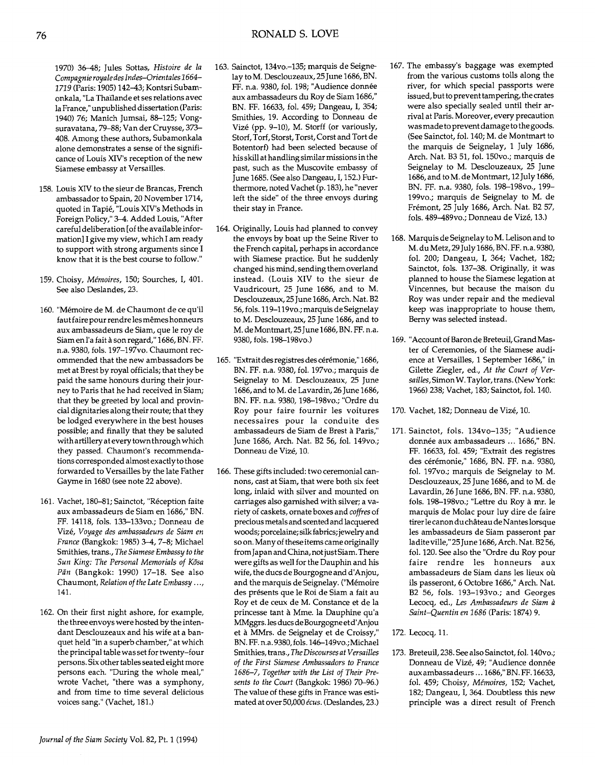1970) 36–48; Jules Sottas, *Histoire de la Compagnie royale des Indes–Orientales 1664–1719* (Paris: 1905) 142–43; Kontsri Subamonkala, "La Thaïlande et ses relations avec la France," unpublished dissertation (Paris: 1940) 76; Manich Jumsai, 88–125; Vongsuravatana, 79–88; Van der Cruysse, 373–408. Among these authors, Subamonkala alone demonstrates a sense of the significance of Louis XIV's reception of the new Siamese embassy at Versailles.

158. Louis XIV to the sieur de Brancas, French ambassador to Spain, 20 November 1714, quoted in Tapié, "Louis XIV's Methods in Foreign Policy," 3–4. Added Louis, "After careful deliberation [of the available information] I give my view, which I am ready to support with strong arguments since I know that it is the best course to follow."

159. Choisy, *Mémoires*, 150; Sourches, I, 401. See also Deslandes, 23.

160. "Mémoire de M. de Chaumont de ce qu'il faut faire pour rendre les mêmes honneurs aux ambassadeurs de Siam, que le roy de Siam en l'a fait à son regard," 1686, BN. FF. n.a. 9380, fols. 197–197vo. Chaumont recommended that the new ambassadors be met at Brest by royal officials; that they be paid the same honours during their journey to Paris that he had received in Siam; that they be greeted by local and provincial dignitaries along their route; that they be lodged everywhere in the best houses possible; and finally that they be saluted with artillery at every town through which they passed. Chaumont's recommendations corresponded almost exactly to those forwarded to Versailles by the late Father Gayme in 1680 (see note 22 above).

161. Vachet, 180–81; Sainctot, "Réception faite aux ambassadeurs de Siam en 1686," BN. FF. 14118, fols. 133–133vo.; Donneau de Visé, *Voyage des ambassadeurs de Siam en France* (Bangkok: 1985) 3–4, 7–8; Michael Smithies, trans., *The Siamese Embassy to the Sun King: The Personal Memorials of Kōsa Pān* (Bangkok: 1990) 17–18. See also Chaumont, *Relation of the Late Embassy ...*, 141.

162. On their first night ashore, for example, the three envoys were hosted by the intendant Desclouzeaux and his wife at a banquet held "in a superb chamber," at which the principal table was set for twenty-four persons. Six other tables seated eight more persons each. "During the whole meal," wrote Vachet, "there was a symphony, and from time to time several delicious voices sang." (Vachet, 181.)

163. Sainctot, 134vo.–135; marquis de Seignelay to M. Desclouzeaux, 25 June 1686, BN. FF. n.a. 9380, fol. 198; "Audience donnée aux ambassadeurs du Roy de Siam 1686," BN. FF. 16633, fol. 459; Dangeau, I, 354; Smithies, 19. According to Donneau de Visé (pp. 9–10), M. Storff (or variously, Storf, Torf, Storst, Torst, Corst and Tort de Botentorf) had been selected because of his skill at handling similar missions in the past, such as the Muscovite embassy of June 1685. (See also Dangeau, I, 152.) Furthermore, noted Vachet (p. 183), he "never left the side" of the three envoys during their stay in France.

164. Originally, Louis had planned to convey the envoys by boat up the Seine River to the French capital, perhaps in accordance with Siamese practice. But he suddenly changed his mind, sending them overland instead. (Louis XIV to the sieur de Vaudricourt, 25 June 1686, and to M. Desclouzeaux, 25 June 1686, Arch. Nat. B2 56, fols. 119–119vo.; marquis de Seignelay to M. Desclouzeaux, 25 June 1686, and to M. de Montmart, 25 June 1686, BN. FF. n.a. 9380, fols. 198–198vo.)

165. "Extrait des registres des cérémonie," 1686, BN. FF. n.a. 9380, fol. 197vo.; marquis de Seignelay to M. Desclouzeaux, 25 June 1686, and to M. de Lavardin, 26 June 1686, BN. FF. n.a. 9380, 198–198vo.; "Ordre du Roy pour faire fournir les voitures necessaires pour la conduite des ambassadeurs de Siam de Brest à Paris," June 1686, Arch. Nat. B2 56, fol. 149vo.; Donneau de Visé, 10.

166. These gifts included: two ceremonial cannons, cast at Siam, that were both six feet long, inlaid with silver and mounted on carriages also garnished with silver; a variety of caskets, ornate boxes and *coffres* of precious metals and scented and lacquered woods; porcelaine; silk fabrics; jewelry and so on. Many of these items came originally from Japan and China, not just Siam. There were gifts as well for the Dauphin and his wife, the ducs de Bourgogne and d'Anjou, and the marquis de Seignelay. ("Mémoire des présents que le Roi de Siam a fait au Roy et de ceux de M. Constance et de la princesse tant à Mme. la Dauphine qu'a MMggrs. les ducs de Bourgogne et d'Anjou et à MMrs. de Seignelay et de Croissy," BN. FF. n.a. 9380, fols. 146–149vo.; Michael Smithies, trans., *The Discourses at Versailles of the First Siamese Ambassadors to France 1686–7, Together with the List of Their Presents to the Court* (Bangkok: 1986) 70–96.) The value of these gifts in France was estimated at over 50,000 *écus*. (Deslandes, 23.)

167. The embassy's baggage was exempted from the various customs tolls along the river, for which special passports were issued, but to prevent tampering, the crates were also specially sealed until their arrival at Paris. Moreover, every precaution was made to prevent damage to the goods. (See Sainctot, fol. 140; M. de Montmart to the marquis de Seignelay, 1 July 1686, Arch. Nat. B3 51, fol. 150vo.; marquis de Seignelay to M. Desclouzeaux, 25 June 1686, and to M. de Montmart, 12 July 1686, BN. FF. n.a. 9380, fols. 198–198vo., 199–199vo.; marquis de Seignelay to M. de Frémont, 25 July 1686, Arch. Nat. B2 57, fols. 489–489vo.; Donneau de Visé, 13.)

168. Marquis de Seignelay to M. Lelison and to M. du Metz, 29 July 1686, BN. FF. n.a. 9380, fol. 200; Dangeau, I, 364; Vachet, 182; Sainctot, fols. 137–38. Originally, it was planned to house the Siamese legation at Vincennes, but because the maison du Roy was under repair and the medieval keep was inappropriate to house them, Berny was selected instead.

169. "Account of Baron de Breteuil, Grand Master of Ceremonies, of the Siamese audience at Versailles, 1 September 1686," in Gilette Ziegler, ed., *At the Court of Versailles*, Simon W. Taylor, trans. (New York: 1966) 238; Vachet, 183; Sainctot, fol. 140.

170. Vachet, 182; Donneau de Visé, 10.

171. Sainctot, fols. 134vo–135; "Audience donnée aux ambassadeurs ... 1686," BN. FF. 16633, fol. 459; "Extrait des registres des cérémonie," 1686, BN. FF. n.a. 9380, fol. 197vo.; marquis de Seignelay to M. Desclouzeaux, 25 June 1686, and to M. de Lavardin, 26 June 1686, BN. FF. n.a. 9380, fols. 198–198vo.; "Lettre du Roy à mr. le marquis de Molac pour luy dire de faire tirer le canon du château de Nantes lorsque les ambassadeurs de Siam passeront par ladite ville," 25 June 1686, Arch. Nat. B2 56, fol. 120. See also the "Ordre du Roy pour faire rendre les honneurs aux ambassadeurs de Siam dans les lieux où ils passeront, 6 Octobre 1686," Arch. Nat. B2 56, fols. 193–193vo.; and Georges Lecocq, ed., *Les Ambassadeurs de Siam à Saint–Quentin en 1686* (Paris: 1874) 9.

172. Lecocq, 11.

173. Breteuil, 238. See also Sainctot, fol. 140vo.; Donneau de Visé, 49; "Audience donnée aux ambassadeurs ... 1686," BN. FF. 16633, fol. 459; Choisy, *Mémoires*, 152; Vachet, 182; Dangeau, I, 364. Doubtless this new principle was a direct result of French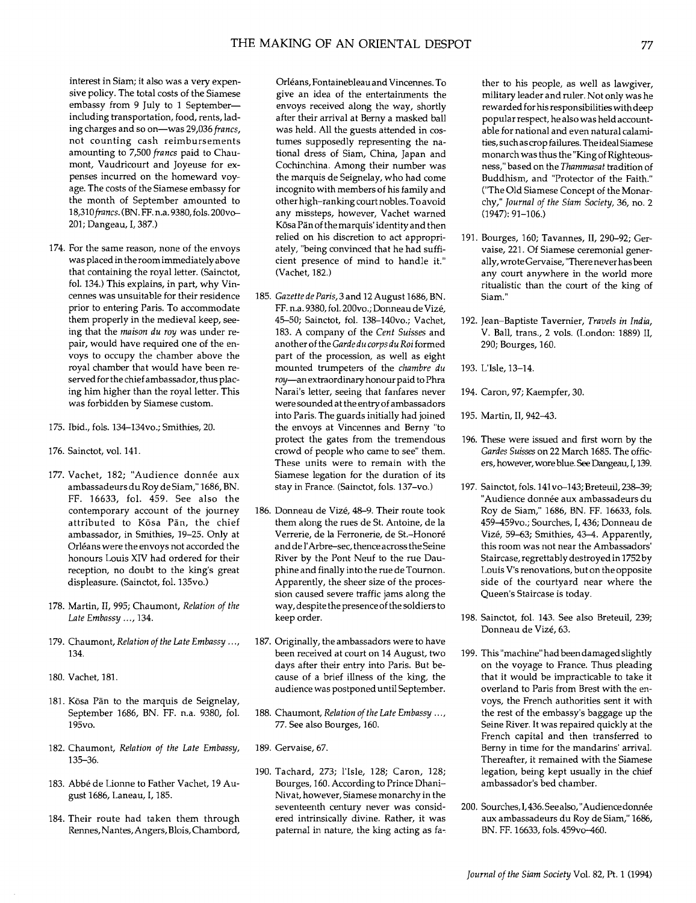interest in Siam; it also was a very expensive policy. The total costs of the Siamese embassy from 9 July to 1 September—including transportation, food, rents, lading charges and so on—was 29,036 *francs*, not counting cash reimbursements amounting to 7,500 *francs* paid to Chaumont, Vaudricourt and Joyeuse for expenses incurred on the homeward voyage. The costs of the Siamese embassy for the month of September amounted to 18,310 *francs*. (BN. FF. n.a. 9380, fols. 200vo–201; Dangeau, I, 387.)

174. For the same reason, none of the envoys was placed in the room immediately above that containing the royal letter. (Sainctot, fol. 134.) This explains, in part, why Vincennes was unsuitable for their residence prior to entering Paris. To accommodate them properly in the medieval keep, seeing that the *maison du roy* was under repair, would have required one of the envoys to occupy the chamber above the royal chamber that would have been reserved for the chief ambassador, thus placing him higher than the royal letter. This was forbidden by Siamese custom.

175. Ibid., fols. 134–134vo.; Smithies, 20.

176. Sainctot, vol. 141.

177. Vachet, 182; "Audience donnée aux ambassadeurs du Roy de Siam," 1686, BN. FF. 16633, fol. 459. See also the contemporary account of the journey attributed to Kōsa Pān, the chief ambassador, in Smithies, 19–25. Only at Orléans were the envoys not accorded the honours Louis XIV had ordered for their reception, no doubt to the king's great displeasure. (Sainctot, fol. 135vo.)

178. Martin, II, 995; Chaumont, *Relation of the Late Embassy ...*, 134.

179. Chaumont, *Relation of the Late Embassy ...*, 134.

180. Vachet, 181.

181. Kōsa Pān to the marquis de Seignelay, September 1686, BN. FF. n.a. 9380, fol. 195vo.

182. Chaumont, *Relation of the Late Embassy*, 135–36.

183. Abbé de Lionne to Father Vachet, 19 August 1686, Laneau, I, 185.

184. Their route had taken them through Rennes, Nantes, Angers, Blois, Chambord, Orléans, Fontainebleau and Vincennes. To give an idea of the entertainments the envoys received along the way, shortly after their arrival at Berny a masked ball was held. All the guests attended in costumes supposedly representing the national dress of Siam, China, Japan and Cochinchina. Among their number was the marquis de Seignelay, who had come incognito with members of his family and other high-ranking court nobles. To avoid any missteps, however, Vachet warned Kōsa Pān of the marquis' identity and then relied on his discretion to act appropriately, "being convinced that he had sufficient presence of mind to handle it." (Vachet, 182.)

185. *Gazette de Paris*, 3 and 12 August 1686, BN. FF. n.a. 9380, fol. 200vo.; Donneau de Vizé, 45–50; Sainctot, fol. 138–140vo.; Vachet, 183. A company of the *Cent Suisses* and another of the *Garde du corps du Roi* formed part of the procession, as well as eight mounted trumpeters of the *chambre du roy*—an extraordinary honour paid to Phra Narai's letter, seeing that fanfares never were sounded at the entry of ambassadors into Paris. The guards initially had joined the envoys at Vincennes and Berny "to protect the gates from the tremendous crowd of people who came to see" them. These units were to remain with the Siamese legation for the duration of its stay in France. (Sainctot, fols. 137–vo.)

186. Donneau de Vizé, 48–9. Their route took them along the rues de St. Antoine, de la Verrerie, de la Ferronerie, de St.-Honoré and de l'Arbre-sec, thence across the Seine River by the Pont Neuf to the rue Dauphine and finally into the rue de Tournon. Apparently, the sheer size of the procession caused severe traffic jams along the way, despite the presence of the soldiers to keep order.

187. Originally, the ambassadors were to have been received at court on 14 August, two days after their entry into Paris. But because of a brief illness of the king, the audience was postponed until September.

188. Chaumont, *Relation of the Late Embassy ...*, 77. See also Bourges, 160.

189. Gervaise, 67.

190. Tachard, 273; l'Isle, 128; Caron, 128; Bourges, 160. According to Prince Dhani-Nivat, however, Siamese monarchy in the seventeenth century never was considered intrinsically divine. Rather, it was paternal in nature, the king acting as father to his people, as well as lawgiver, military leader and ruler. Not only was he rewarded for his responsibilities with deep popular respect, he also was held accountable for national and even natural calamities, such as crop failures. The ideal Siamese monarch was thus the "King of Righteousness," based on the *Thammasat* tradition of Buddhism, and "Protector of the Faith." ("The Old Siamese Concept of the Monarchy," *Journal of the Siam Society*, 36, no. 2 (1947): 91–106.)

191. Bourges, 160; Tavannes, II, 290–92; Gervaise, 221. Of Siamese ceremonial generally, wrote Gervaise, "There never has been any court anywhere in the world more ritualistic than the court of the king of Siam."

192. Jean-Baptiste Tavernier, *Travels in India*, V. Ball, trans., 2 vols. (London: 1889) II, 290; Bourges, 160.

193. L'Isle, 13–14.

194. Caron, 97; Kaempfer, 30.

195. Martin, II, 942–43.

196. These were issued and first worn by the *Gardes Suisses* on 22 March 1685. The officers, however, wore blue. See Dangeau, I, 139.

197. Sainctot, fols. 141vo–143; Breteuil, 238–39; "Audience donnée aux ambassadeurs du Roy de Siam," 1686, BN. FF. 16633, fols. 459–459vo.; Sourches, I, 436; Donneau de Vizé, 59–63; Smithies, 43–4. Apparently, this room was not near the Ambassadors' Staircase, regrettably destroyed in 1752 by Louis V's renovations, but on the opposite side of the courtyard near where the Queen's Staircase is today.

198. Sainctot, fol. 143. See also Breteuil, 239; Donneau de Vizé, 63.

199. This "machine" had been damaged slightly on the voyage to France. Thus pleading that it would be impracticable to take it overland to Paris from Brest with the envoys, the French authorities sent it with the rest of the embassy's baggage up the Seine River. It was repaired quickly at the French capital and then transferred to Berny in time for the mandarins' arrival. Thereafter, it remained with the Siamese legation, being kept usually in the chief ambassador's bed chamber.

200. Sourches, I, 436. See also, "Audience donnée aux ambassadeurs du Roy de Siam," 1686, BN. FF. 16633, fols. 459vo–460.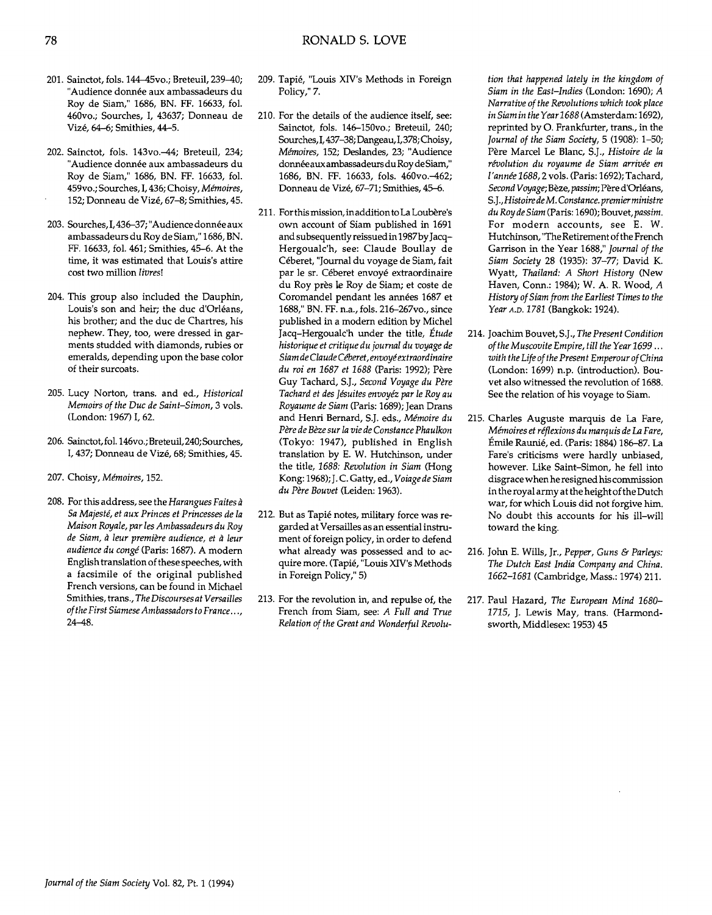201. Sainctot, fols. 144–45vo.; Breteuil, 239–40; "Audience donnée aux ambassadeurs du Roy de Siam," 1686, BN. FF. 16633, fol. 460vo.; Sourches, I, 43637; Donneau de Vizé, 64–6; Smithies, 44–5.

202. Sainctot, fols. 143vo.–44; Breteuil, 234; "Audience donnée aux ambassadeurs du Roy de Siam," 1686, BN. FF. 16633, fol. 459vo.; Sourches, I, 436; Choisy, *Mémoires*, 152; Donneau de Vizé, 67–8; Smithies, 45.

203. Sourches, I, 436–37; "Audience donnée aux ambassadeurs du Roy de Siam," 1686, BN. FF. 16633, fol. 461; Smithies, 45–6. At the time, it was estimated that Louis's attire cost two million *livres*!

204. This group also included the Dauphin, Louis's son and heir; the duc d'Orléans, his brother; and the duc de Chartres, his nephew. They, too, were dressed in garments studded with diamonds, rubies or emeralds, depending upon the base color of their surcoats.

205. Lucy Norton, trans. and ed., *Historical Memoirs of the Duc de Saint–Simon*, 3 vols. (London: 1967) I, 62.

206. Sainctot, fol. 146vo.; Breteuil, 240; Sourches, I, 437; Donneau de Vizé, 68; Smithies, 45.

207. Choisy, *Mémoires*, 152.

208. For this address, see the *Harangues Faites à Sa Majesté, et aux Princes et Princesses de la Maison Royale, par les Ambassadeurs du Roy de Siam, à leur première audience, et à leur audience du congé* (Paris: 1687). A modern English translation of these speeches, with a facsimile of the original published French versions, can be found in Michael Smithies, trans., *The Discourses at Versailles of the First Siamese Ambassadors to France...*, 24–48.

209. Tapié, "Louis XIV's Methods in Foreign Policy," 7.

210. For the details of the audience itself, see: Sainctot, fols. 146–150vo.; Breteuil, 240; Sourches, I, 437–38; Dangeau, I, 378; Choisy, *Mémoires*, 152; Deslandes, 23; "Audience donnée aux ambassadeurs du Roy de Siam," 1686, BN. FF. 16633, fols. 460vo.–462; Donneau de Vizé, 67–71; Smithies, 45–6.

211. For this mission, in addition to La Loubère's own account of Siam published in 1691 and subsequently reissued in 1987 by Jacq–Hergoualc'h, see: Claude Boullay de Céberet, "Journal du voyage de Siam, fait par le sr. Céberet envoyé extraordinaire du Roy près le Roy de Siam; et coste de Coromandel pendant les années 1687 et 1688," BN. FF. n.a., fols. 216–267vo., since published in a modern edition by Michel Jacq–Hergoualc'h under the title, *Étude historique et critique du journal du voyage de Siam de Claude Céberet, envoyé extraordinaire du roi en 1687 et 1688* (Paris: 1992); Père Guy Tachard, S.J., *Second Voyage du Père Tachard et des Jésuites envoyéz par le Roy au Royaume de Siam* (Paris: 1689); Jean Drans and Henri Bernard, S.J. eds., *Mémoire du Père de Bèze sur la vie de Constance Phaulkon* (Tokyo: 1947), published in English translation by E. W. Hutchinson, under the title, *1688: Revolution in Siam* (Hong Kong: 1968); J. C. Gatty, ed., *Voiage de Siam du Père Bouvet* (Leiden: 1963).

212. But as Tapié notes, military force was regarded at Versailles as an essential instrument of foreign policy, in order to defend what already was possessed and to acquire more. (Tapié, "Louis XIV's Methods in Foreign Policy," 5)

213. For the revolution in, and repulse of, the French from Siam, see: *A Full and True Relation of the Great and Wonderful Revolution that happened lately in the kingdom of Siam in the East–Indies* (London: 1690); *A Narrative of the Revolutions which took place in Siam in the Year 1688* (Amsterdam: 1692), reprinted by O. Frankfurter, trans., in the *Journal of the Siam Society*, 5 (1908): 1–50; Père Marcel Le Blanc, S.J., *Histoire de la révolution du royaume de Siam arrivée en l'année 1688*, 2 vols. (Paris: 1692); Tachard, *Second Voyage*; Bèze, *passim*; Père d'Orléans, S.J., *Histoire de M. Constance. premier ministre du Roy de Siam* (Paris: 1690); Bouvet, *passim*. For modern accounts, see E. W. Hutchinson, "The Retirement of the French Garrison in the Year 1688," *Journal of the Siam Society* 28 (1935): 37–77; David K. Wyatt, *Thailand: A Short History* (New Haven, Conn.: 1984); W. A. R. Wood, *A History of Siam from the Earliest Times to the Year A.D. 1781* (Bangkok: 1924).

214. Joachim Bouvet, S.J., *The Present Condition of the Muscovite Empire, till the Year 1699 ... with the Life of the Present Emperour of China* (London: 1699) n.p. (introduction). Bouvet also witnessed the revolution of 1688. See the relation of his voyage to Siam.

215. Charles Auguste marquis de La Fare, *Mémoires et réflexions du marquis de La Fare*, Émile Raunié, ed. (Paris: 1884) 186–87. La Fare's criticisms were hardly unbiased, however. Like Saint–Simon, he fell into disgrace when he resigned his commission in the royal army at the height of the Dutch war, for which Louis did not forgive him. No doubt this accounts for his ill–will toward the king.

216. John E. Wills, Jr., *Pepper, Guns & Parleys: The Dutch East India Company and China. 1662–1681* (Cambridge, Mass.: 1974) 211.

217. Paul Hazard, *The European Mind 1680–1715*, J. Lewis May, trans. (Harmondsworth, Middlesex: 1953) 45